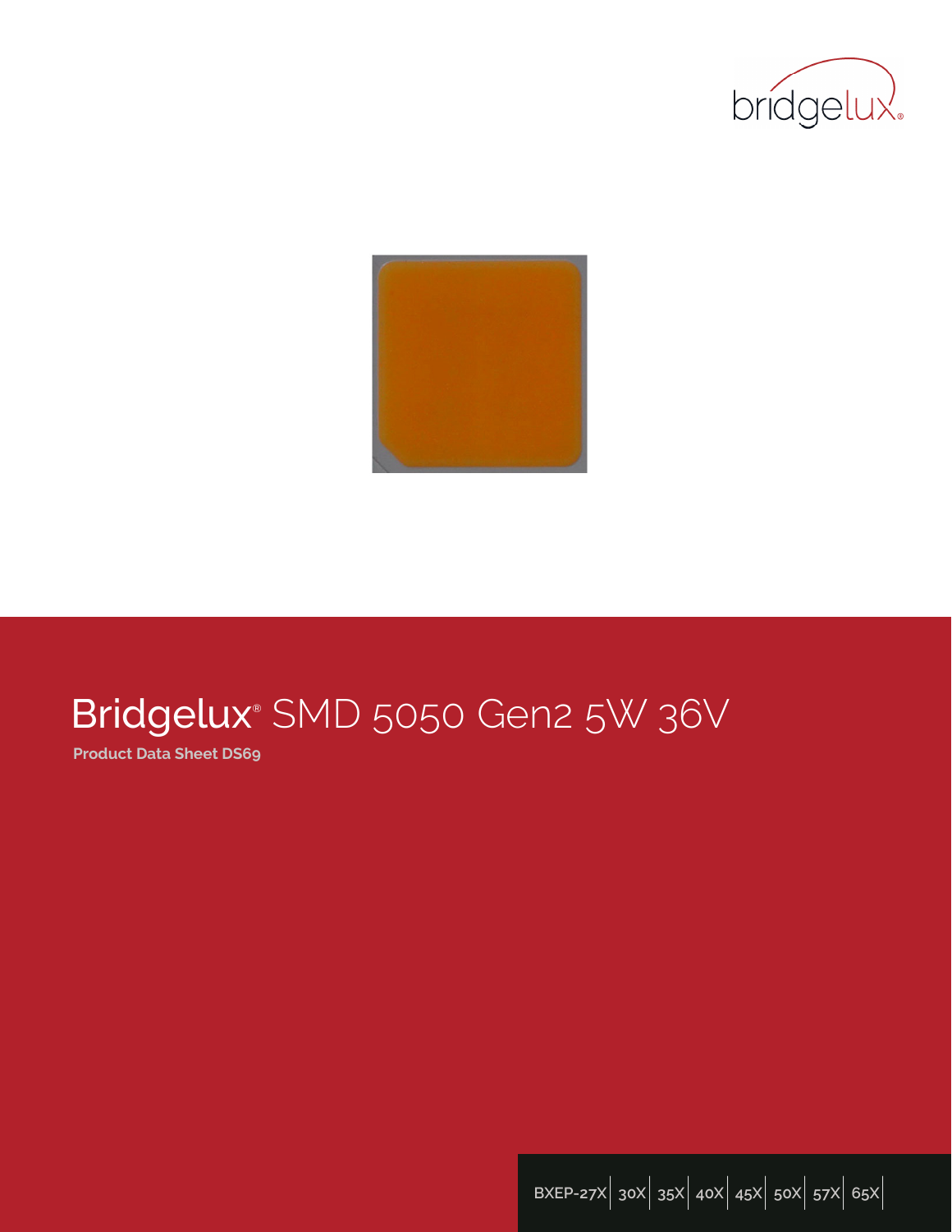bridgelux

# Bridgelux® SMD 5050 Gen2 5W 36V

**Product Data Sheet DS69**

BXEP-27X | 30X | 35X | 40X | 45X | 50X | 57X | 65X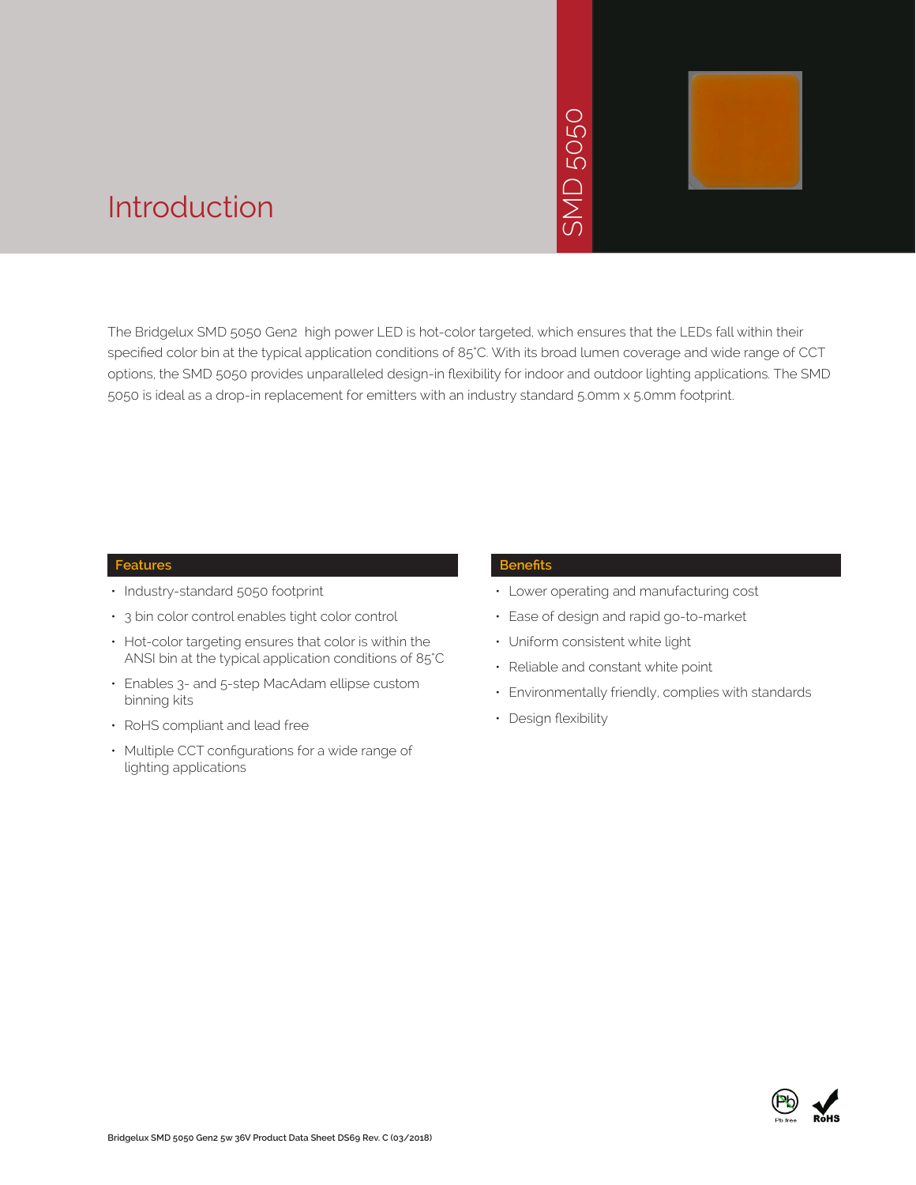# Introduction

SMD 5050

The Bridgelux SMD 5050 Gen2 high power LED is hot-color targeted, which ensures that the LEDs fall within their specified color bin at the typical application conditions of 85°C. With its broad lumen coverage and wide range of CCT options, the SMD 5050 provides unparalleled design-in flexibility for indoor and outdoor lighting applications. The SMD 5050 is ideal as a drop-in replacement for emitters with an industry standard 5.0mm x 5.0mm footprint.

## Features

- Industry-standard 5050 footprint
- 3 bin color control enables tight color control
- Hot-color targeting ensures that color is within the ANSI bin at the typical application conditions of 85°C
- Enables 3- and 5-step MacAdam ellipse custom binning kits
- RoHS compliant and lead free
- Multiple CCT configurations for a wide range of lighting applications

## Benefits

- Lower operating and manufacturing cost
- Ease of design and rapid go-to-market
- Uniform consistent white light
- Reliable and constant white point
- Environmentally friendly, complies with standards
- Design flexibility

Pb free RoHS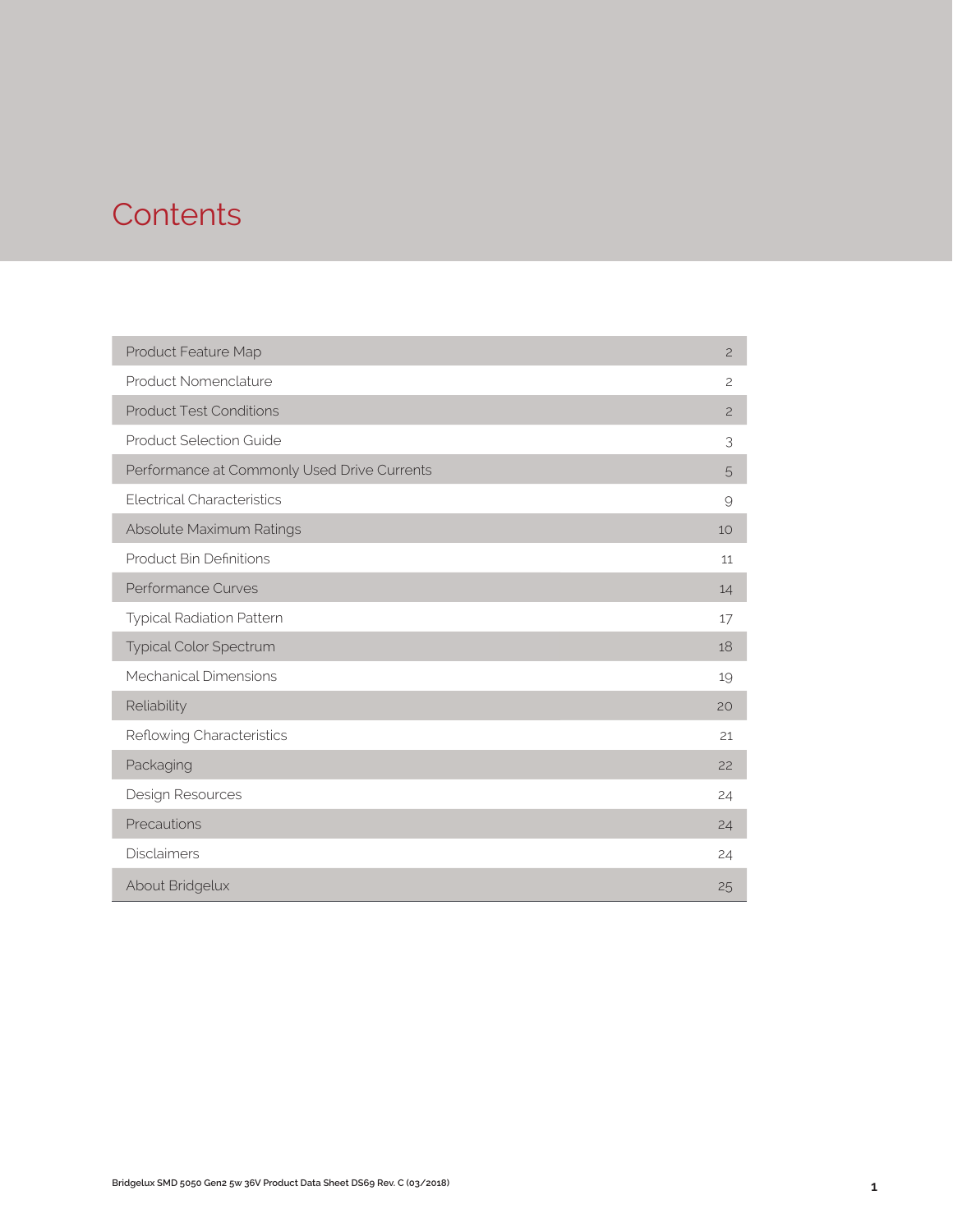# Contents

| | |
|---|---|
| Product Feature Map | 2 |
| Product Nomenclature | 2 |
| Product Test Conditions | 2 |
| Product Selection Guide | 3 |
| Performance at Commonly Used Drive Currents | 5 |
| Electrical Characteristics | 9 |
| Absolute Maximum Ratings | 10 |
| Product Bin Definitions | 11 |
| Performance Curves | 14 |
| Typical Radiation Pattern | 17 |
| Typical Color Spectrum | 18 |
| Mechanical Dimensions | 19 |
| Reliability | 20 |
| Reflowing Characteristics | 21 |
| Packaging | 22 |
| Design Resources | 24 |
| Precautions | 24 |
| Disclaimers | 24 |
| About Bridgelux | 25 |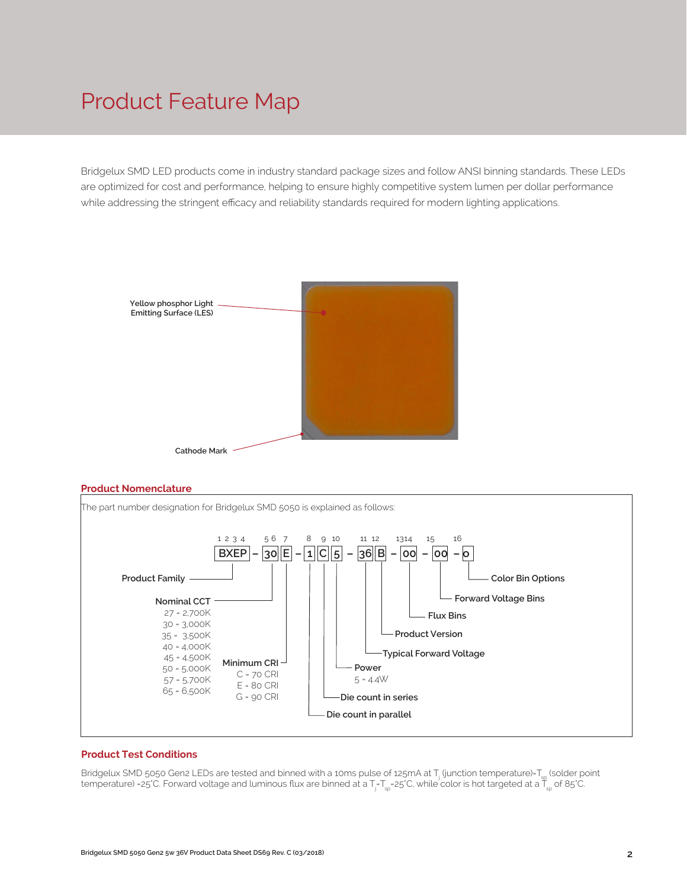# Product Feature Map

Bridgelux SMD LED products come in industry standard package sizes and follow ANSI binning standards. These LEDs are optimized for cost and performance, helping to ensure highly competitive system lumen per dollar performance while addressing the stringent efficacy and reliability standards required for modern lighting applications.

Yellow phosphor Light Emitting Surface (LES)

Cathode Mark

## Product Nomenclature

The part number designation for Bridgelux SMD 5050 is explained as follows:

```
1 2 3 4    5 6   7     8    9   10      11  12    1314    15     16
BXEP    –  30    E  –  1    C   5    –  36   B  –  00  –  00  –  0
```

| Position | Field | Values |
| --- | --- | --- |
| 1 2 3 4 (BXEP) | Product Family | |
| 5 6 (30) | Nominal CCT | 27 = 2,700K; 30 = 3,000K; 35 = 3,500K; 40 = 4,000K; 45 = 4,500K; 50 = 5,000K; 57 = 5,700K; 65 = 6,500K |
| 7 (E) | Minimum CRI | C = 70 CRI; E = 80 CRI; G = 90 CRI |
| 8 (1) | Die count in parallel | |
| 9 (C) | Die count in series | |
| 10 (5) | Power | 5 = 4.4W |
| 11 12 (36) | Typical Forward Voltage | |
| B | Product Version | |
| 13 14 (00) | Flux Bins | |
| 15 (00) | Forward Voltage Bins | |
| 16 (0) | Color Bin Options | |

## Product Test Conditions

Bridgelux SMD 5050 Gen2 LEDs are tested and binned with a 10ms pulse of 125mA at $T_j$ (junction temperature)=$T_{sp}$ (solder point temperature) =25°C. Forward voltage and luminous flux are binned at a $T_j$=$T_{sp}$=25°C, while color is hot targeted at a $T_{sp}$ of 85°C.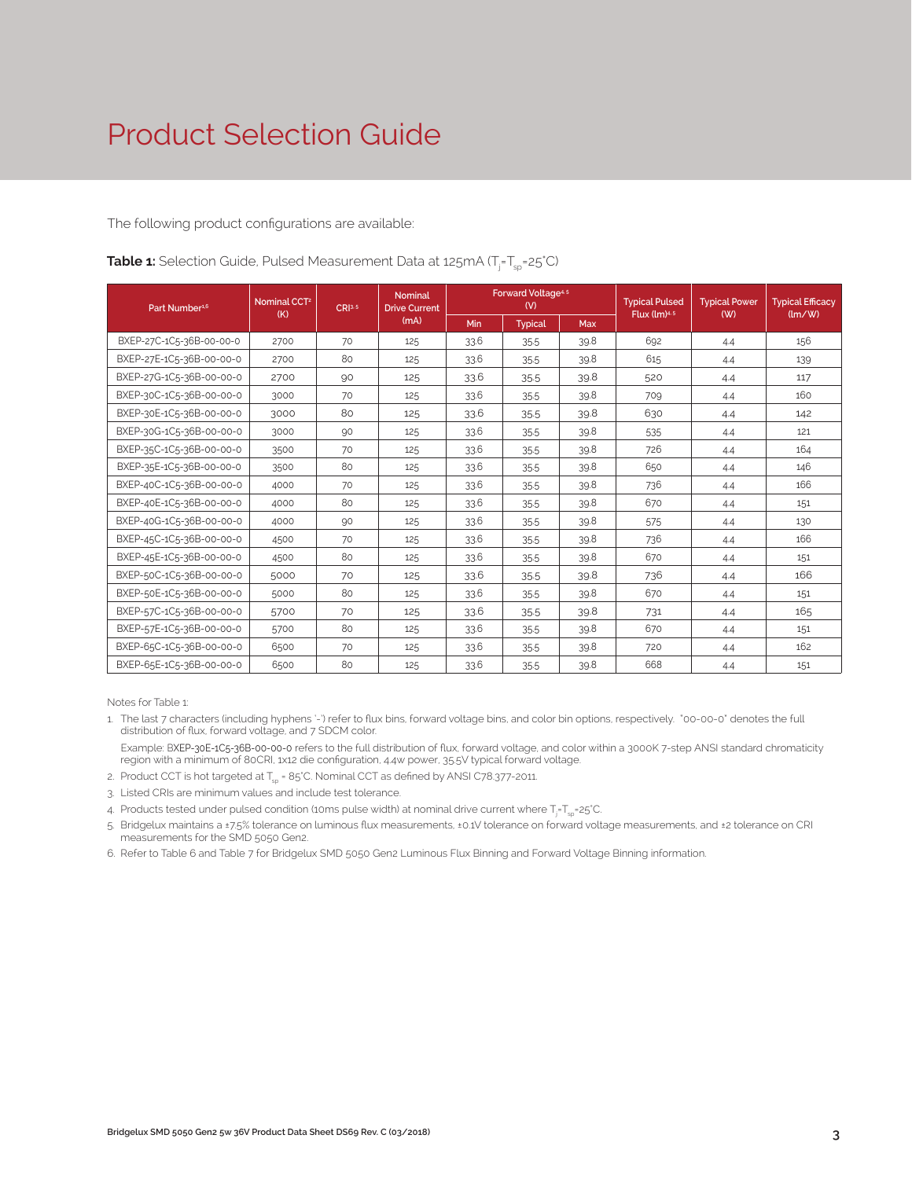# Product Selection Guide

The following product configurations are available:

**Table 1:** Selection Guide, Pulsed Measurement Data at 125mA ($T_j$=$T_{sp}$=25°C)

| Part Number[1,6] | Nominal CCT[2] (K) | CRI[3,5] | Nominal Drive Current (mA) | Forward Voltage[4,5] (V) | | | Typical Pulsed Flux (lm)[4,5] | Typical Power (W) | Typical Efficacy (lm/W) |
|---|---|---|---|---|---|---|---|---|---|
| | | | | Min | Typical | Max | | | |
| BXEP-27C-1C5-36B-00-00-0 | 2700 | 70 | 125 | 33.6 | 35.5 | 39.8 | 692 | 4.4 | 156 |
| BXEP-27E-1C5-36B-00-00-0 | 2700 | 80 | 125 | 33.6 | 35.5 | 39.8 | 615 | 4.4 | 139 |
| BXEP-27G-1C5-36B-00-00-0 | 2700 | 90 | 125 | 33.6 | 35.5 | 39.8 | 520 | 4.4 | 117 |
| BXEP-30C-1C5-36B-00-00-0 | 3000 | 70 | 125 | 33.6 | 35.5 | 39.8 | 709 | 4.4 | 160 |
| BXEP-30E-1C5-36B-00-00-0 | 3000 | 80 | 125 | 33.6 | 35.5 | 39.8 | 630 | 4.4 | 142 |
| BXEP-30G-1C5-36B-00-00-0 | 3000 | 90 | 125 | 33.6 | 35.5 | 39.8 | 535 | 4.4 | 121 |
| BXEP-35C-1C5-36B-00-00-0 | 3500 | 70 | 125 | 33.6 | 35.5 | 39.8 | 726 | 4.4 | 164 |
| BXEP-35E-1C5-36B-00-00-0 | 3500 | 80 | 125 | 33.6 | 35.5 | 39.8 | 650 | 4.4 | 146 |
| BXEP-40C-1C5-36B-00-00-0 | 4000 | 70 | 125 | 33.6 | 35.5 | 39.8 | 736 | 4.4 | 166 |
| BXEP-40E-1C5-36B-00-00-0 | 4000 | 80 | 125 | 33.6 | 35.5 | 39.8 | 670 | 4.4 | 151 |
| BXEP-40G-1C5-36B-00-00-0 | 4000 | 90 | 125 | 33.6 | 35.5 | 39.8 | 575 | 4.4 | 130 |
| BXEP-45C-1C5-36B-00-00-0 | 4500 | 70 | 125 | 33.6 | 35.5 | 39.8 | 736 | 4.4 | 166 |
| BXEP-45E-1C5-36B-00-00-0 | 4500 | 80 | 125 | 33.6 | 35.5 | 39.8 | 670 | 4.4 | 151 |
| BXEP-50C-1C5-36B-00-00-0 | 5000 | 70 | 125 | 33.6 | 35.5 | 39.8 | 736 | 4.4 | 166 |
| BXEP-50E-1C5-36B-00-00-0 | 5000 | 80 | 125 | 33.6 | 35.5 | 39.8 | 670 | 4.4 | 151 |
| BXEP-57C-1C5-36B-00-00-0 | 5700 | 70 | 125 | 33.6 | 35.5 | 39.8 | 731 | 4.4 | 165 |
| BXEP-57E-1C5-36B-00-00-0 | 5700 | 80 | 125 | 33.6 | 35.5 | 39.8 | 670 | 4.4 | 151 |
| BXEP-65C-1C5-36B-00-00-0 | 6500 | 70 | 125 | 33.6 | 35.5 | 39.8 | 720 | 4.4 | 162 |
| BXEP-65E-1C5-36B-00-00-0 | 6500 | 80 | 125 | 33.6 | 35.5 | 39.8 | 668 | 4.4 | 151 |

Notes for Table 1:

1. The last 7 characters (including hyphens '-') refer to flux bins, forward voltage bins, and color bin options, respectively. "00-00-0" denotes the full distribution of flux, forward voltage, and 7 SDCM color.

   Example: BXEP-30E-1C5-36B-00-00-0 refers to the full distribution of flux, forward voltage, and color within a 3000K 7-step ANSI standard chromaticity region with a minimum of 80CRI, 1x12 die configuration, 4.4w power, 35.5V typical forward voltage.
2. Product CCT is hot targeted at $T_{sp}$ = 85°C. Nominal CCT as defined by ANSI C78.377-2011.
3. Listed CRIs are minimum values and include test tolerance.
4. Products tested under pulsed condition (10ms pulse width) at nominal drive current where $T_j$=$T_{sp}$=25°C.
5. Bridgelux maintains a ±7.5% tolerance on luminous flux measurements, ±0.1V tolerance on forward voltage measurements, and ±2 tolerance on CRI measurements for the SMD 5050 Gen2.
6. Refer to Table 6 and Table 7 for Bridgelux SMD 5050 Gen2 Luminous Flux Binning and Forward Voltage Binning information.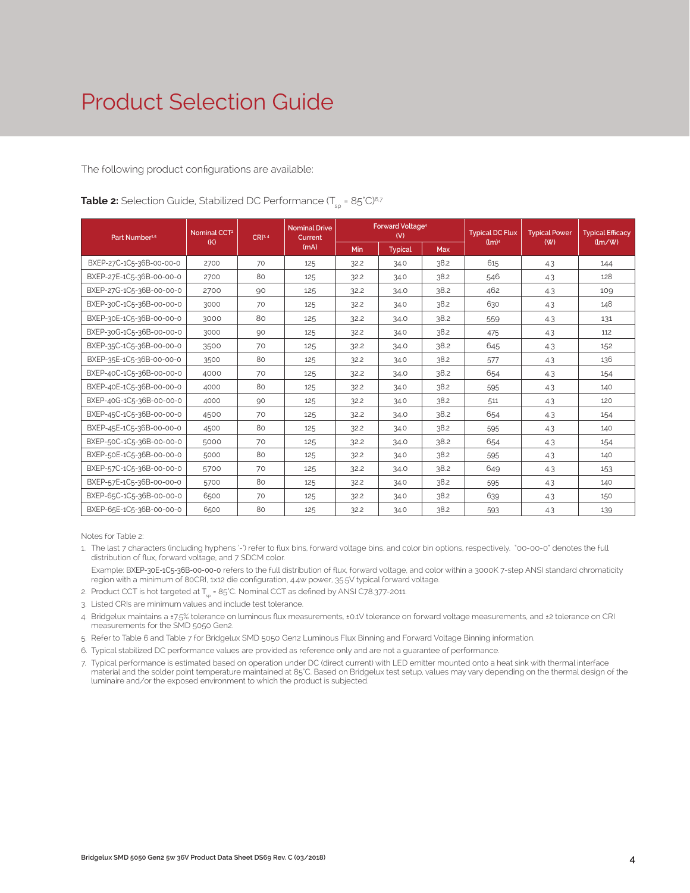# Product Selection Guide

The following product configurations are available:

**Table 2:** Selection Guide, Stabilized DC Performance ($T_{sp}$ = 85°C)[6,7]

| Part Number[1,5] | Nominal CCT[2] (K) | CRI[3,4] | Nominal Drive Current (mA) | Forward Voltage[4] (V) | | | Typical DC Flux (lm)[4] | Typical Power (W) | Typical Efficacy (lm/W) |
|---|---|---|---|---|---|---|---|---|---|
| | | | | Min | Typical | Max | | | |
| BXEP-27C-1C5-36B-00-00-0 | 2700 | 70 | 125 | 32.2 | 34.0 | 38.2 | 615 | 4.3 | 144 |
| BXEP-27E-1C5-36B-00-00-0 | 2700 | 80 | 125 | 32.2 | 34.0 | 38.2 | 546 | 4.3 | 128 |
| BXEP-27G-1C5-36B-00-00-0 | 2700 | 90 | 125 | 32.2 | 34.0 | 38.2 | 462 | 4.3 | 109 |
| BXEP-30C-1C5-36B-00-00-0 | 3000 | 70 | 125 | 32.2 | 34.0 | 38.2 | 630 | 4.3 | 148 |
| BXEP-30E-1C5-36B-00-00-0 | 3000 | 80 | 125 | 32.2 | 34.0 | 38.2 | 559 | 4.3 | 131 |
| BXEP-30G-1C5-36B-00-00-0 | 3000 | 90 | 125 | 32.2 | 34.0 | 38.2 | 475 | 4.3 | 112 |
| BXEP-35C-1C5-36B-00-00-0 | 3500 | 70 | 125 | 32.2 | 34.0 | 38.2 | 645 | 4.3 | 152 |
| BXEP-35E-1C5-36B-00-00-0 | 3500 | 80 | 125 | 32.2 | 34.0 | 38.2 | 577 | 4.3 | 136 |
| BXEP-40C-1C5-36B-00-00-0 | 4000 | 70 | 125 | 32.2 | 34.0 | 38.2 | 654 | 4.3 | 154 |
| BXEP-40E-1C5-36B-00-00-0 | 4000 | 80 | 125 | 32.2 | 34.0 | 38.2 | 595 | 4.3 | 140 |
| BXEP-40G-1C5-36B-00-00-0 | 4000 | 90 | 125 | 32.2 | 34.0 | 38.2 | 511 | 4.3 | 120 |
| BXEP-45C-1C5-36B-00-00-0 | 4500 | 70 | 125 | 32.2 | 34.0 | 38.2 | 654 | 4.3 | 154 |
| BXEP-45E-1C5-36B-00-00-0 | 4500 | 80 | 125 | 32.2 | 34.0 | 38.2 | 595 | 4.3 | 140 |
| BXEP-50C-1C5-36B-00-00-0 | 5000 | 70 | 125 | 32.2 | 34.0 | 38.2 | 654 | 4.3 | 154 |
| BXEP-50E-1C5-36B-00-00-0 | 5000 | 80 | 125 | 32.2 | 34.0 | 38.2 | 595 | 4.3 | 140 |
| BXEP-57C-1C5-36B-00-00-0 | 5700 | 70 | 125 | 32.2 | 34.0 | 38.2 | 649 | 4.3 | 153 |
| BXEP-57E-1C5-36B-00-00-0 | 5700 | 80 | 125 | 32.2 | 34.0 | 38.2 | 595 | 4.3 | 140 |
| BXEP-65C-1C5-36B-00-00-0 | 6500 | 70 | 125 | 32.2 | 34.0 | 38.2 | 639 | 4.3 | 150 |
| BXEP-65E-1C5-36B-00-00-0 | 6500 | 80 | 125 | 32.2 | 34.0 | 38.2 | 593 | 4.3 | 139 |

Notes for Table 2:

1. The last 7 characters (including hyphens '-') refer to flux bins, forward voltage bins, and color bin options, respectively. "00-00-0" denotes the full distribution of flux, forward voltage, and 7 SDCM color.

   Example: BXEP-30E-1C5-36B-00-00-0 refers to the full distribution of flux, forward voltage, and color within a 3000K 7-step ANSI standard chromaticity region with a minimum of 80CRI, 1x12 die configuration, 4.4w power, 35.5V typical forward voltage.

2. Product CCT is hot targeted at $T_{sp}$ = 85°C. Nominal CCT as defined by ANSI C78.377-2011.
3. Listed CRIs are minimum values and include test tolerance.
4. Bridgelux maintains a ±7.5% tolerance on luminous flux measurements, ±0.1V tolerance on forward voltage measurements, and ±2 tolerance on CRI measurements for the SMD 5050 Gen2.
5. Refer to Table 6 and Table 7 for Bridgelux SMD 5050 Gen2 Luminous Flux Binning and Forward Voltage Binning information.
6. Typical stabilized DC performance values are provided as reference only and are not a guarantee of performance.
7. Typical performance is estimated based on operation under DC (direct current) with LED emitter mounted onto a heat sink with thermal interface material and the solder point temperature maintained at 85°C. Based on Bridgelux test setup, values may vary depending on the thermal design of the luminaire and/or the exposed environment to which the product is subjected.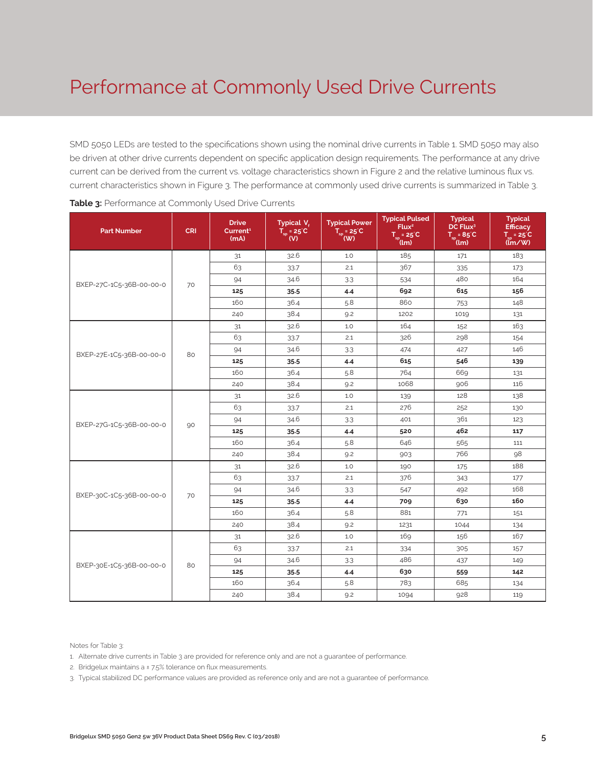# Performance at Commonly Used Drive Currents

SMD 5050 LEDs are tested to the specifications shown using the nominal drive currents in Table 1. SMD 5050 may also be driven at other drive currents dependent on specific application design requirements. The performance at any drive current can be derived from the current vs. voltage characteristics shown in Figure 2 and the relative luminous flux vs. current characteristics shown in Figure 3. The performance at commonly used drive currents is summarized in Table 3.

**Table 3:** Performance at Commonly Used Drive Currents

| Part Number | CRI | Drive Current[1] (mA) | Typical $V_f$ $T_{sp}$ = 25°C (V) | Typical Power $T_{sp}$ = 25°C (W) | Typical Pulsed Flux[2] $T_{sp}$ = 25°C (lm) | Typical DC Flux[3] $T_{sp}$ = 85°C (lm) | Typical Efficacy $T_{sp}$ = 25°C (lm/W) |
|---|---|---|---|---|---|---|---|
| BXEP-27C-1C5-36B-00-0-0 | 70 | 31 | 32.6 | 1.0 | 185 | 171 | 183 |
| | | 63 | 33.7 | 2.1 | 367 | 335 | 173 |
| | | 94 | 34.6 | 3.3 | 534 | 480 | 164 |
| | | **125** | **35.5** | **4.4** | **692** | **615** | **156** |
| | | 160 | 36.4 | 5.8 | 860 | 753 | 148 |
| | | 240 | 38.4 | 9.2 | 1202 | 1019 | 131 |
| BXEP-27E-1C5-36B-00-0-0 | 80 | 31 | 32.6 | 1.0 | 164 | 152 | 163 |
| | | 63 | 33.7 | 2.1 | 326 | 298 | 154 |
| | | 94 | 34.6 | 3.3 | 474 | 427 | 146 |
| | | **125** | **35.5** | **4.4** | **615** | **546** | **139** |
| | | 160 | 36.4 | 5.8 | 764 | 669 | 131 |
| | | 240 | 38.4 | 9.2 | 1068 | 906 | 116 |
| BXEP-27G-1C5-36B-00-0-0 | 90 | 31 | 32.6 | 1.0 | 139 | 128 | 138 |
| | | 63 | 33.7 | 2.1 | 276 | 252 | 130 |
| | | 94 | 34.6 | 3.3 | 401 | 361 | 123 |
| | | **125** | **35.5** | **4.4** | **520** | **462** | **117** |
| | | 160 | 36.4 | 5.8 | 646 | 565 | 111 |
| | | 240 | 38.4 | 9.2 | 903 | 766 | 98 |
| BXEP-30C-1C5-36B-00-0-0 | 70 | 31 | 32.6 | 1.0 | 190 | 175 | 188 |
| | | 63 | 33.7 | 2.1 | 376 | 343 | 177 |
| | | 94 | 34.6 | 3.3 | 547 | 492 | 168 |
| | | **125** | **35.5** | **4.4** | **709** | **630** | **160** |
| | | 160 | 36.4 | 5.8 | 881 | 771 | 151 |
| | | 240 | 38.4 | 9.2 | 1231 | 1044 | 134 |
| BXEP-30E-1C5-36B-00-0-0 | 80 | 31 | 32.6 | 1.0 | 169 | 156 | 167 |
| | | 63 | 33.7 | 2.1 | 334 | 305 | 157 |
| | | 94 | 34.6 | 3.3 | 486 | 437 | 149 |
| | | **125** | **35.5** | **4.4** | **630** | **559** | **142** |
| | | 160 | 36.4 | 5.8 | 783 | 685 | 134 |
| | | 240 | 38.4 | 9.2 | 1094 | 928 | 119 |

Notes for Table 3:

1. Alternate drive currents in Table 3 are provided for reference only and are not a guarantee of performance.
2. Bridgelux maintains a ± 7.5% tolerance on flux measurements.
3. Typical stabilized DC performance values are provided as reference only and are not a guarantee of performance.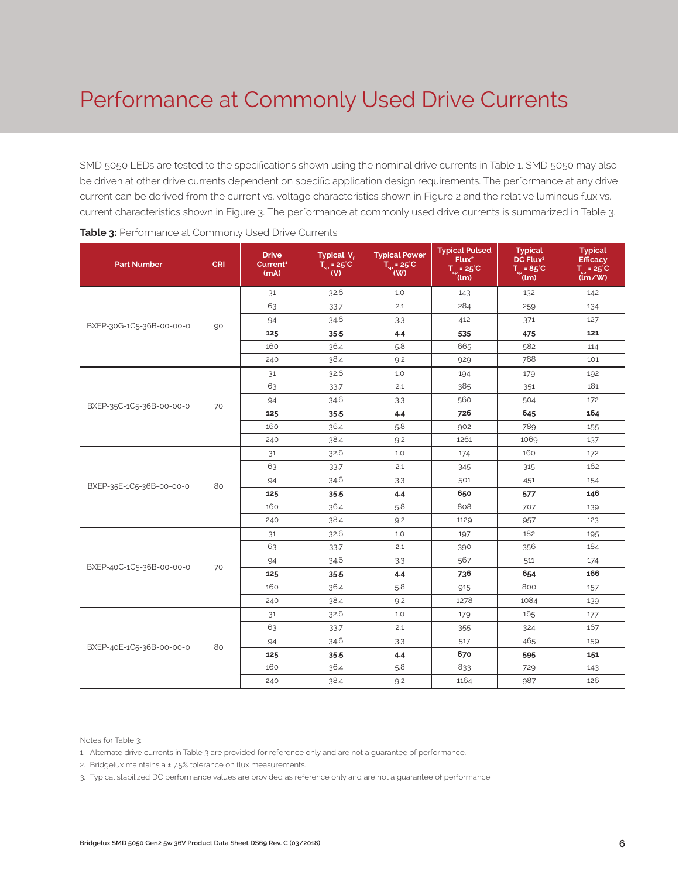# Performance at Commonly Used Drive Currents

SMD 5050 LEDs are tested to the specifications shown using the nominal drive currents in Table 1. SMD 5050 may also be driven at other drive currents dependent on specific application design requirements. The performance at any drive current can be derived from the current vs. voltage characteristics shown in Figure 2 and the relative luminous flux vs. current characteristics shown in Figure 3. The performance at commonly used drive currents is summarized in Table 3.

**Table 3:** Performance at Commonly Used Drive Currents

| Part Number | CRI | Drive Current[1] (mA) | Typical $V_f$ $T_{sp}$ = 25°C (V) | Typical Power $T_{sp}$ = 25°C (W) | Typical Pulsed Flux[2] $T_{sp}$ = 25°C (lm) | Typical DC Flux[3] $T_{sp}$ = 85°C (lm) | Typical Efficacy $T_{sp}$ = 25°C (lm/W) |
|---|---|---|---|---|---|---|---|
| BXEP-30G-1C5-36B-00-0-0 | 90 | 31 | 32.6 | 1.0 | 143 | 132 | 142 |
| | | 63 | 33.7 | 2.1 | 284 | 259 | 134 |
| | | 94 | 34.6 | 3.3 | 412 | 371 | 127 |
| | | **125** | **35.5** | **4.4** | **535** | **475** | **121** |
| | | 160 | 36.4 | 5.8 | 665 | 582 | 114 |
| | | 240 | 38.4 | 9.2 | 929 | 788 | 101 |
| BXEP-35C-1C5-36B-00-0-0 | 70 | 31 | 32.6 | 1.0 | 194 | 179 | 192 |
| | | 63 | 33.7 | 2.1 | 385 | 351 | 181 |
| | | 94 | 34.6 | 3.3 | 560 | 504 | 172 |
| | | **125** | **35.5** | **4.4** | **726** | **645** | **164** |
| | | 160 | 36.4 | 5.8 | 902 | 789 | 155 |
| | | 240 | 38.4 | 9.2 | 1261 | 1069 | 137 |
| BXEP-35E-1C5-36B-00-0-0 | 80 | 31 | 32.6 | 1.0 | 174 | 160 | 172 |
| | | 63 | 33.7 | 2.1 | 345 | 315 | 162 |
| | | 94 | 34.6 | 3.3 | 501 | 451 | 154 |
| | | **125** | **35.5** | **4.4** | **650** | **577** | **146** |
| | | 160 | 36.4 | 5.8 | 808 | 707 | 139 |
| | | 240 | 38.4 | 9.2 | 1129 | 957 | 123 |
| BXEP-40C-1C5-36B-00-0-0 | 70 | 31 | 32.6 | 1.0 | 197 | 182 | 195 |
| | | 63 | 33.7 | 2.1 | 390 | 356 | 184 |
| | | 94 | 34.6 | 3.3 | 567 | 511 | 174 |
| | | **125** | **35.5** | **4.4** | **736** | **654** | **166** |
| | | 160 | 36.4 | 5.8 | 915 | 800 | 157 |
| | | 240 | 38.4 | 9.2 | 1278 | 1084 | 139 |
| BXEP-40E-1C5-36B-00-0-0 | 80 | 31 | 32.6 | 1.0 | 179 | 165 | 177 |
| | | 63 | 33.7 | 2.1 | 355 | 324 | 167 |
| | | 94 | 34.6 | 3.3 | 517 | 465 | 159 |
| | | **125** | **35.5** | **4.4** | **670** | **595** | **151** |
| | | 160 | 36.4 | 5.8 | 833 | 729 | 143 |
| | | 240 | 38.4 | 9.2 | 1164 | 987 | 126 |

Notes for Table 3:

1. Alternate drive currents in Table 3 are provided for reference only and are not a guarantee of performance.
2. Bridgelux maintains a ± 7.5% tolerance on flux measurements.
3. Typical stabilized DC performance values are provided as reference only and are not a guarantee of performance.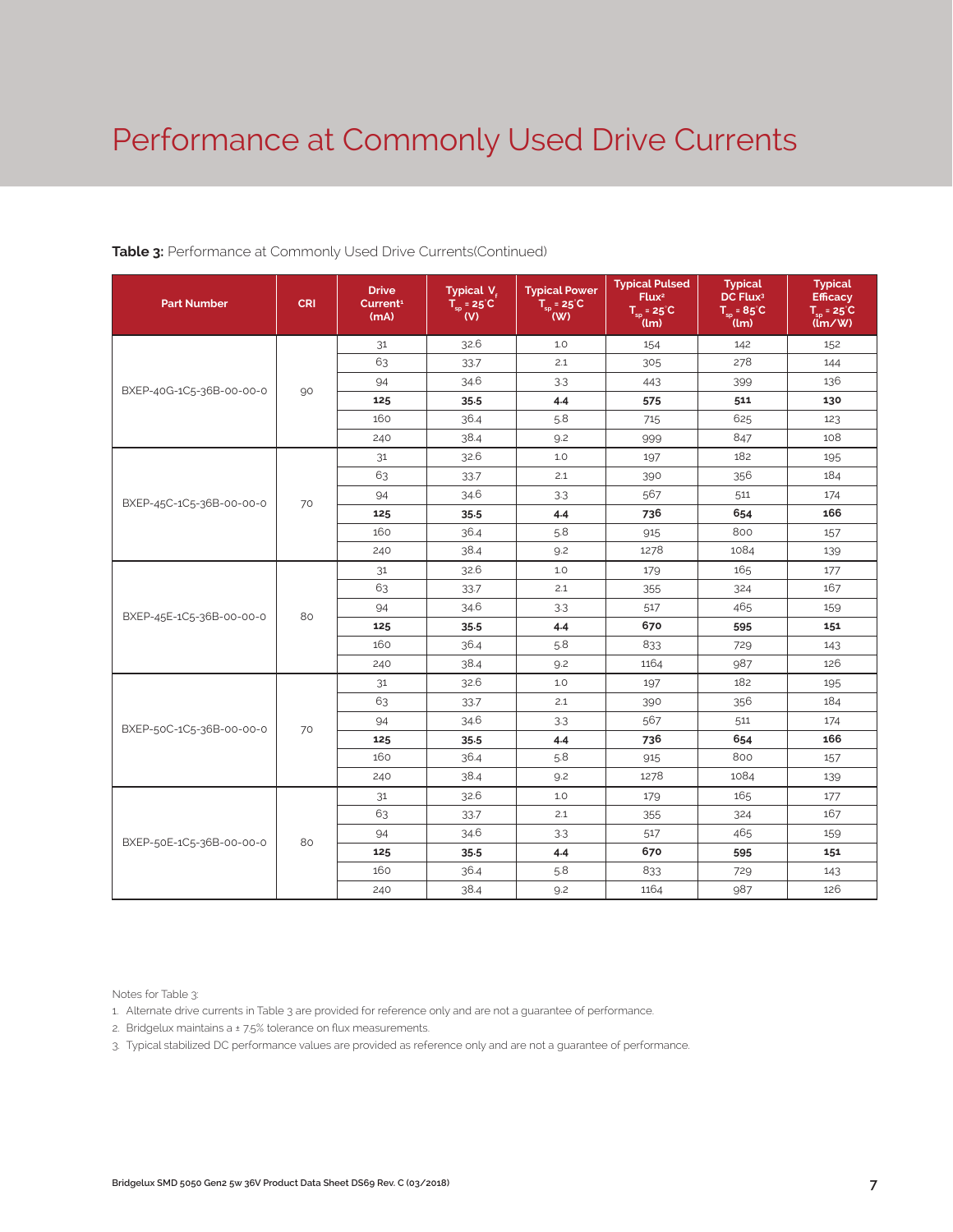# Performance at Commonly Used Drive Currents

**Table 3:** Performance at Commonly Used Drive Currents(Continued)

| Part Number | CRI | Drive Current[1] (mA) | Typical $V_f$ $T_{sp}$ = 25°C (V) | Typical Power $T_{sp}$ = 25°C (W) | Typical Pulsed Flux[2] $T_{sp}$ = 25°C (lm) | Typical DC Flux[3] $T_{sp}$ = 85°C (lm) | Typical Efficacy $T_{sp}$ = 25°C (lm/W) |
|---|---|---|---|---|---|---|---|
| BXEP-40G-1C5-36B-00-0-0 | 90 | 31 | 32.6 | 1.0 | 154 | 142 | 152 |
| | | 63 | 33.7 | 2.1 | 305 | 278 | 144 |
| | | 94 | 34.6 | 3.3 | 443 | 399 | 136 |
| | | **125** | **35.5** | **4.4** | **575** | **511** | **130** |
| | | 160 | 36.4 | 5.8 | 715 | 625 | 123 |
| | | 240 | 38.4 | 9.2 | 999 | 847 | 108 |
| BXEP-45C-1C5-36B-00-0-0 | 70 | 31 | 32.6 | 1.0 | 197 | 182 | 195 |
| | | 63 | 33.7 | 2.1 | 390 | 356 | 184 |
| | | 94 | 34.6 | 3.3 | 567 | 511 | 174 |
| | | **125** | **35.5** | **4.4** | **736** | **654** | **166** |
| | | 160 | 36.4 | 5.8 | 915 | 800 | 157 |
| | | 240 | 38.4 | 9.2 | 1278 | 1084 | 139 |
| BXEP-45E-1C5-36B-00-0-0 | 80 | 31 | 32.6 | 1.0 | 179 | 165 | 177 |
| | | 63 | 33.7 | 2.1 | 355 | 324 | 167 |
| | | 94 | 34.6 | 3.3 | 517 | 465 | 159 |
| | | **125** | **35.5** | **4.4** | **670** | **595** | **151** |
| | | 160 | 36.4 | 5.8 | 833 | 729 | 143 |
| | | 240 | 38.4 | 9.2 | 1164 | 987 | 126 |
| BXEP-50C-1C5-36B-00-0-0 | 70 | 31 | 32.6 | 1.0 | 197 | 182 | 195 |
| | | 63 | 33.7 | 2.1 | 390 | 356 | 184 |
| | | 94 | 34.6 | 3.3 | 567 | 511 | 174 |
| | | **125** | **35.5** | **4.4** | **736** | **654** | **166** |
| | | 160 | 36.4 | 5.8 | 915 | 800 | 157 |
| | | 240 | 38.4 | 9.2 | 1278 | 1084 | 139 |
| BXEP-50E-1C5-36B-00-0-0 | 80 | 31 | 32.6 | 1.0 | 179 | 165 | 177 |
| | | 63 | 33.7 | 2.1 | 355 | 324 | 167 |
| | | 94 | 34.6 | 3.3 | 517 | 465 | 159 |
| | | **125** | **35.5** | **4.4** | **670** | **595** | **151** |
| | | 160 | 36.4 | 5.8 | 833 | 729 | 143 |
| | | 240 | 38.4 | 9.2 | 1164 | 987 | 126 |

Notes for Table 3:

1. Alternate drive currents in Table 3 are provided for reference only and are not a guarantee of performance.
2. Bridgelux maintains a ± 7.5% tolerance on flux measurements.
3. Typical stabilized DC performance values are provided as reference only and are not a guarantee of performance.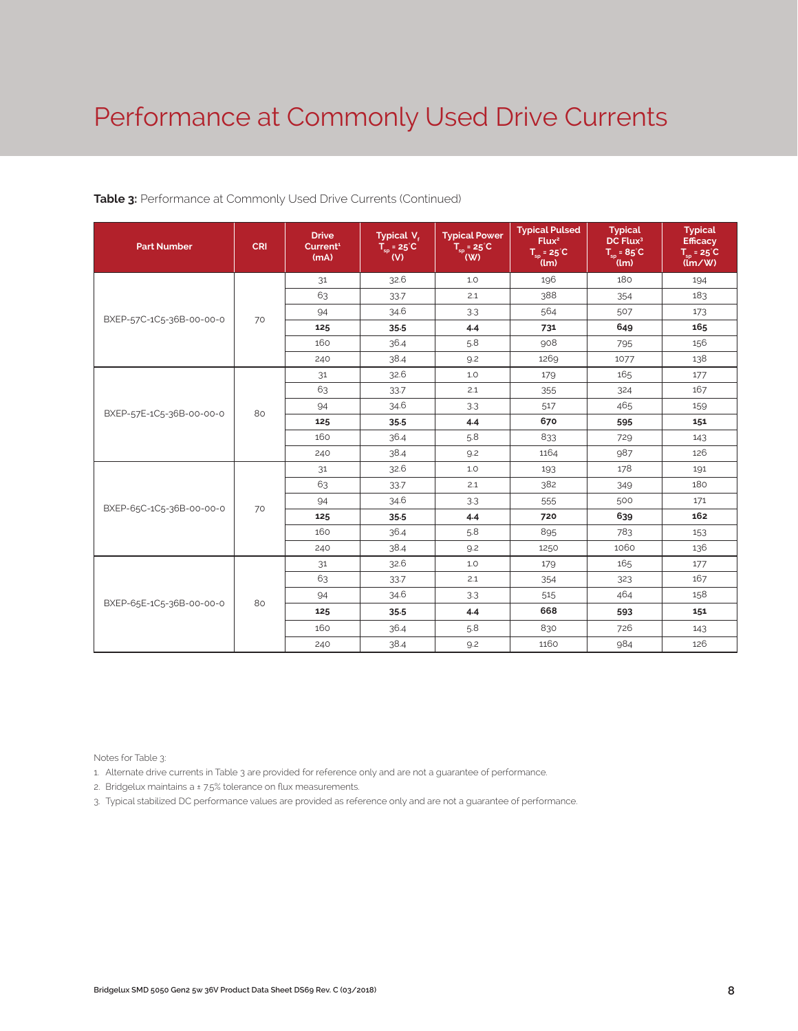# Performance at Commonly Used Drive Currents

**Table 3:** Performance at Commonly Used Drive Currents (Continued)

| Part Number | CRI | Drive Current[1] (mA) | Typical $V_f$ $T_{sp}$ = 25°C (V) | Typical Power $T_{sp}$ = 25°C (W) | Typical Pulsed Flux[2] $T_{sp}$ = 25°C (lm) | Typical DC Flux[3] $T_{sp}$ = 85°C (lm) | Typical Efficacy $T_{sp}$ = 25°C (lm/W) |
|---|---|---|---|---|---|---|---|
| BXEP-57C-1C5-36B-00-00-0 | 70 | 31 | 32.6 | 1.0 | 196 | 180 | 194 |
| | | 63 | 33.7 | 2.1 | 388 | 354 | 183 |
| | | 94 | 34.6 | 3.3 | 564 | 507 | 173 |
| | | **125** | **35.5** | **4.4** | **731** | **649** | **165** |
| | | 160 | 36.4 | 5.8 | 908 | 795 | 156 |
| | | 240 | 38.4 | 9.2 | 1269 | 1077 | 138 |
| BXEP-57E-1C5-36B-00-00-0 | 80 | 31 | 32.6 | 1.0 | 179 | 165 | 177 |
| | | 63 | 33.7 | 2.1 | 355 | 324 | 167 |
| | | 94 | 34.6 | 3.3 | 517 | 465 | 159 |
| | | **125** | **35.5** | **4.4** | **670** | **595** | **151** |
| | | 160 | 36.4 | 5.8 | 833 | 729 | 143 |
| | | 240 | 38.4 | 9.2 | 1164 | 987 | 126 |
| BXEP-65C-1C5-36B-00-00-0 | 70 | 31 | 32.6 | 1.0 | 193 | 178 | 191 |
| | | 63 | 33.7 | 2.1 | 382 | 349 | 180 |
| | | 94 | 34.6 | 3.3 | 555 | 500 | 171 |
| | | **125** | **35.5** | **4.4** | **720** | **639** | **162** |
| | | 160 | 36.4 | 5.8 | 895 | 783 | 153 |
| | | 240 | 38.4 | 9.2 | 1250 | 1060 | 136 |
| BXEP-65E-1C5-36B-00-00-0 | 80 | 31 | 32.6 | 1.0 | 179 | 165 | 177 |
| | | 63 | 33.7 | 2.1 | 354 | 323 | 167 |
| | | 94 | 34.6 | 3.3 | 515 | 464 | 158 |
| | | **125** | **35.5** | **4.4** | **668** | **593** | **151** |
| | | 160 | 36.4 | 5.8 | 830 | 726 | 143 |
| | | 240 | 38.4 | 9.2 | 1160 | 984 | 126 |

Notes for Table 3:

1. Alternate drive currents in Table 3 are provided for reference only and are not a guarantee of performance.
2. Bridgelux maintains a ± 7.5% tolerance on flux measurements.
3. Typical stabilized DC performance values are provided as reference only and are not a guarantee of performance.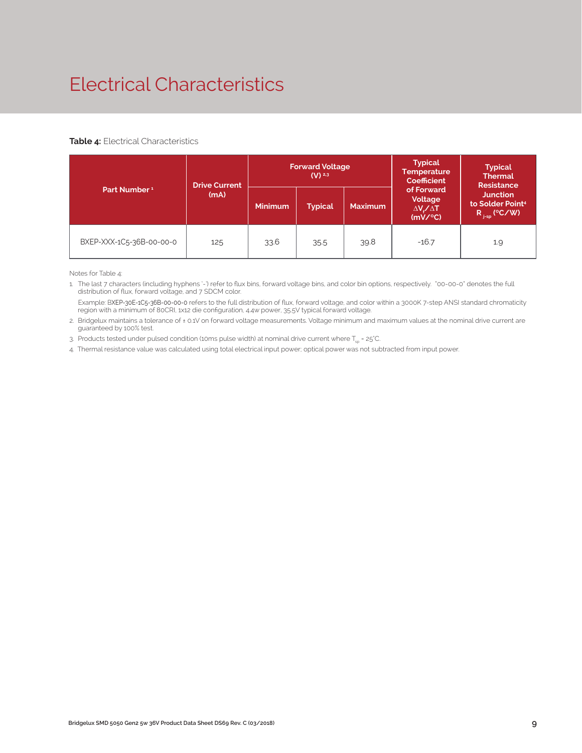# Electrical Characteristics

**Table 4:** Electrical Characteristics

| Part Number [1] | Drive Current (mA) | Forward Voltage (V) [2,3] | | | Typical Temperature Coefficient of Forward Voltage $\Delta V_f/\Delta T$ (mV/°C) | Typical Thermal Resistance Junction to Solder Point[4] $R_{j-sp}$ (°C/W) |
|---|---|---|---|---|---|---|
| | | Minimum | Typical | Maximum | | |
| BXEP-XXX-1C5-36B-00-00-0 | 125 | 33.6 | 35.5 | 39.8 | -16.7 | 1.9 |

Notes for Table 4:

1. The last 7 characters (including hyphens '-') refer to flux bins, forward voltage bins, and color bin options, respectively. "00-00-0" denotes the full distribution of flux, forward voltage, and 7 SDCM color.

   Example: BXEP-30E-1C5-36B-00-00-0 refers to the full distribution of flux, forward voltage, and color within a 3000K 7-step ANSI standard chromaticity region with a minimum of 80CRI, 1x12 die configuration, 4.4w power, 35.5V typical forward voltage.

2. Bridgelux maintains a tolerance of ± 0.1V on forward voltage measurements. Voltage minimum and maximum values at the nominal drive current are guaranteed by 100% test.
3. Products tested under pulsed condition (10ms pulse width) at nominal drive current where $T_{sp}$ = 25°C.
4. Thermal resistance value was calculated using total electrical input power; optical power was not subtracted from input power.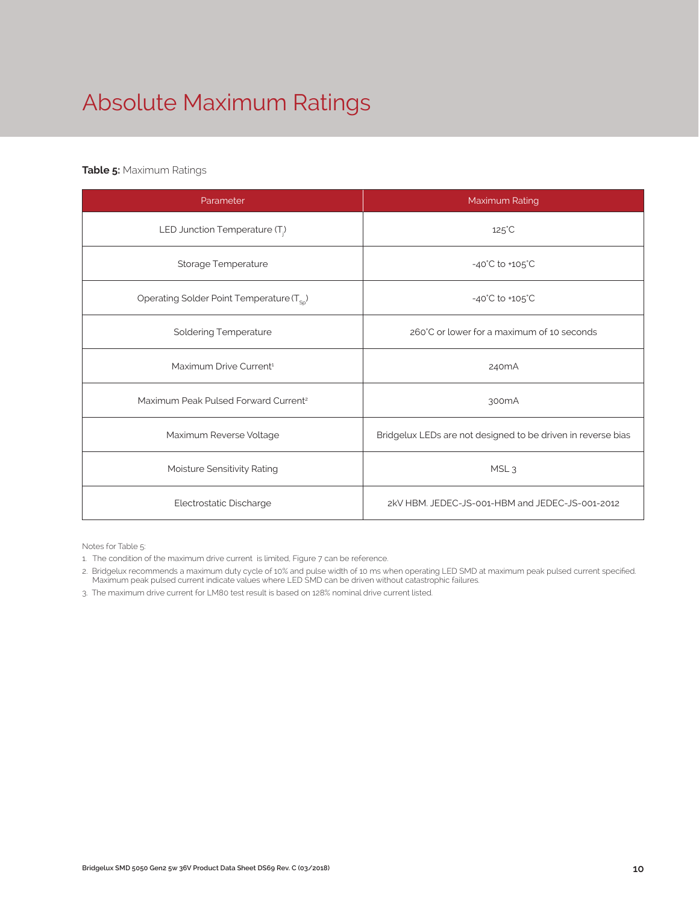# Absolute Maximum Ratings

**Table 5:** Maximum Ratings

| Parameter | Maximum Rating |
|---|---|
| LED Junction Temperature ($T_j$) | 125°C |
| Storage Temperature | -40°C to +105°C |
| Operating Solder Point Temperature ($T_{Sp}$) | -40°C to +105°C |
| Soldering Temperature | 260°C or lower for a maximum of 10 seconds |
| Maximum Drive Current[1] | 240mA |
| Maximum Peak Pulsed Forward Current[2] | 300mA |
| Maximum Reverse Voltage | Bridgelux LEDs are not designed to be driven in reverse bias |
| Moisture Sensitivity Rating | MSL 3 |
| Electrostatic Discharge | 2kV HBM. JEDEC-JS-001-HBM and JEDEC-JS-001-2012 |

Notes for Table 5:

1. The condition of the maximum drive current is limited, Figure 7 can be reference.
2. Bridgelux recommends a maximum duty cycle of 10% and pulse width of 10 ms when operating LED SMD at maximum peak pulsed current specified. Maximum peak pulsed current indicate values where LED SMD can be driven without catastrophic failures.
3. The maximum drive current for LM80 test result is based on 128% nominal drive current listed.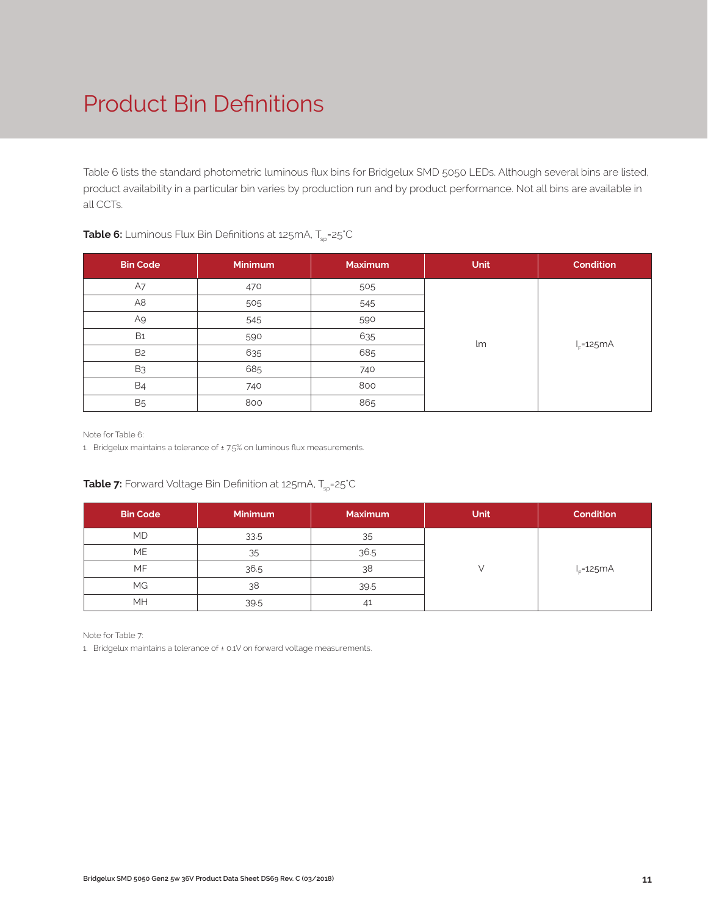# Product Bin Definitions

Table 6 lists the standard photometric luminous flux bins for Bridgelux SMD 5050 LEDs. Although several bins are listed, product availability in a particular bin varies by production run and by product performance. Not all bins are available in all CCTs.

**Table 6:** Luminous Flux Bin Definitions at 125mA, $T_{sp}$=25°C

| Bin Code | Minimum | Maximum | Unit | Condition |
|---|---|---|---|---|
| A7 | 470 | 505 | lm | $I_F$=125mA |
| A8 | 505 | 545 | | |
| A9 | 545 | 590 | | |
| B1 | 590 | 635 | | |
| B2 | 635 | 685 | | |
| B3 | 685 | 740 | | |
| B4 | 740 | 800 | | |
| B5 | 800 | 865 | | |

Note for Table 6:

1. Bridgelux maintains a tolerance of ± 7.5% on luminous flux measurements.

**Table 7:** Forward Voltage Bin Definition at 125mA, $T_{sp}$=25°C

| Bin Code | Minimum | Maximum | Unit | Condition |
|---|---|---|---|---|
| MD | 33.5 | 35 | V | $I_F$=125mA |
| ME | 35 | 36.5 | | |
| MF | 36.5 | 38 | | |
| MG | 38 | 39.5 | | |
| MH | 39.5 | 41 | | |

Note for Table 7:

1. Bridgelux maintains a tolerance of ± 0.1V on forward voltage measurements.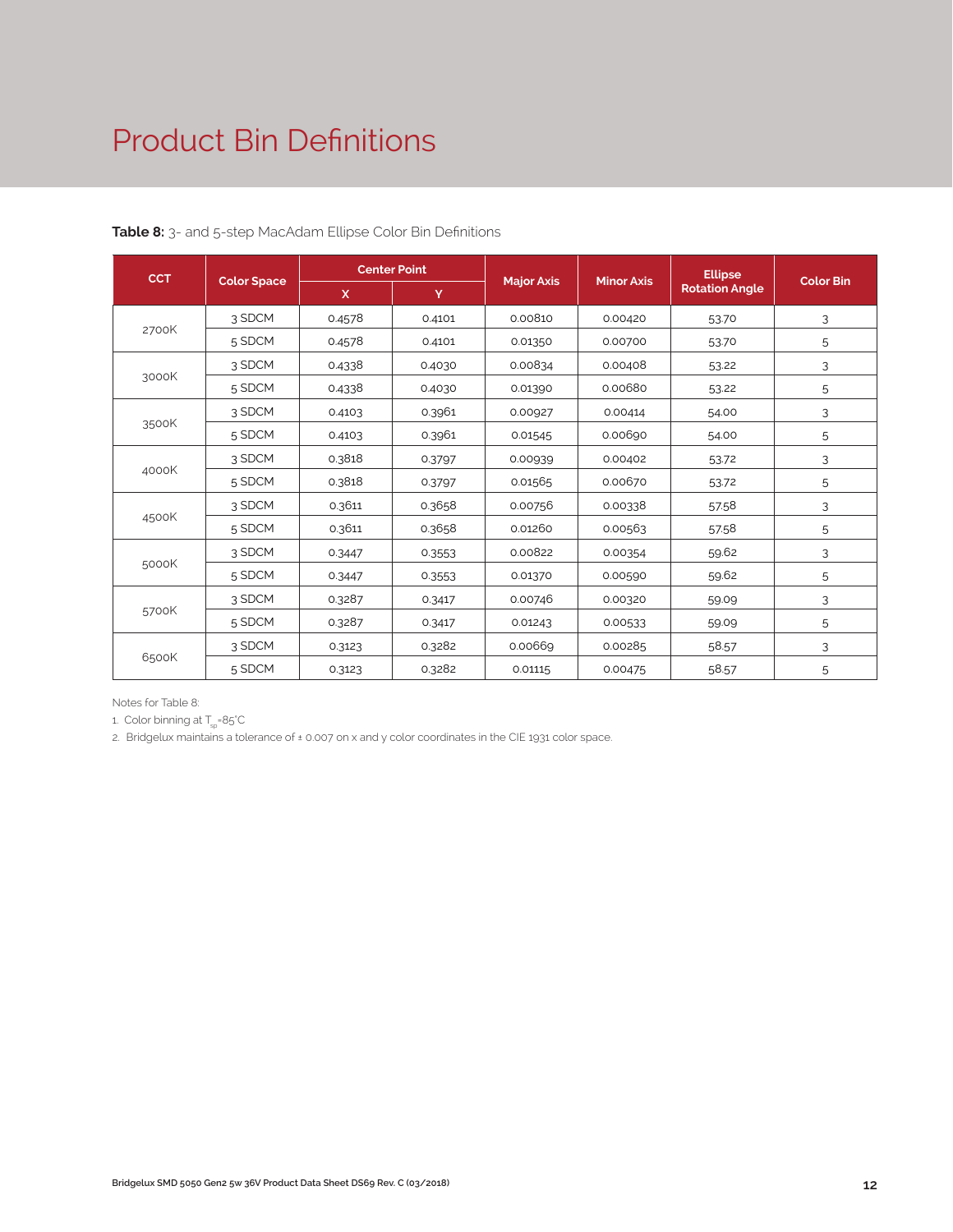# Product Bin Definitions

**Table 8:** 3- and 5-step MacAdam Ellipse Color Bin Definitions

| CCT | Color Space | Center Point | | Major Axis | Minor Axis | Ellipse Rotation Angle | Color Bin |
|---|---|---|---|---|---|---|---|
| | | X | Y | | | | |
| 2700K | 3 SDCM | 0.4578 | 0.4101 | 0.00810 | 0.00420 | 53.70 | 3 |
| | 5 SDCM | 0.4578 | 0.4101 | 0.01350 | 0.00700 | 53.70 | 5 |
| 3000K | 3 SDCM | 0.4338 | 0.4030 | 0.00834 | 0.00408 | 53.22 | 3 |
| | 5 SDCM | 0.4338 | 0.4030 | 0.01390 | 0.00680 | 53.22 | 5 |
| 3500K | 3 SDCM | 0.4103 | 0.3961 | 0.00927 | 0.00414 | 54.00 | 3 |
| | 5 SDCM | 0.4103 | 0.3961 | 0.01545 | 0.00690 | 54.00 | 5 |
| 4000K | 3 SDCM | 0.3818 | 0.3797 | 0.00939 | 0.00402 | 53.72 | 3 |
| | 5 SDCM | 0.3818 | 0.3797 | 0.01565 | 0.00670 | 53.72 | 5 |
| 4500K | 3 SDCM | 0.3611 | 0.3658 | 0.00756 | 0.00338 | 57.58 | 3 |
| | 5 SDCM | 0.3611 | 0.3658 | 0.01260 | 0.00563 | 57.58 | 5 |
| 5000K | 3 SDCM | 0.3447 | 0.3553 | 0.00822 | 0.00354 | 59.62 | 3 |
| | 5 SDCM | 0.3447 | 0.3553 | 0.01370 | 0.00590 | 59.62 | 5 |
| 5700K | 3 SDCM | 0.3287 | 0.3417 | 0.00746 | 0.00320 | 59.09 | 3 |
| | 5 SDCM | 0.3287 | 0.3417 | 0.01243 | 0.00533 | 59.09 | 5 |
| 6500K | 3 SDCM | 0.3123 | 0.3282 | 0.00669 | 0.00285 | 58.57 | 3 |
| | 5 SDCM | 0.3123 | 0.3282 | 0.01115 | 0.00475 | 58.57 | 5 |

Notes for Table 8:

1. Color binning at $T_{sp}$=85°C
2. Bridgelux maintains a tolerance of ± 0.007 on x and y color coordinates in the CIE 1931 color space.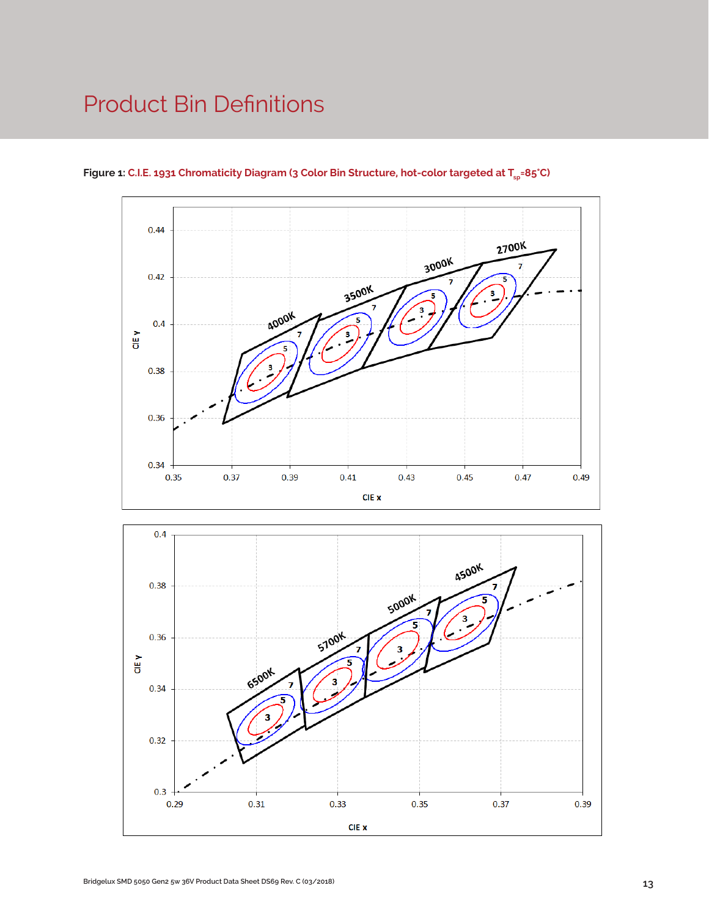# Product Bin Definitions

**Figure 1:** C.I.E. 1931 Chromaticity Diagram (3 Color Bin Structure, hot-color targeted at $T_{sp}$=85°C)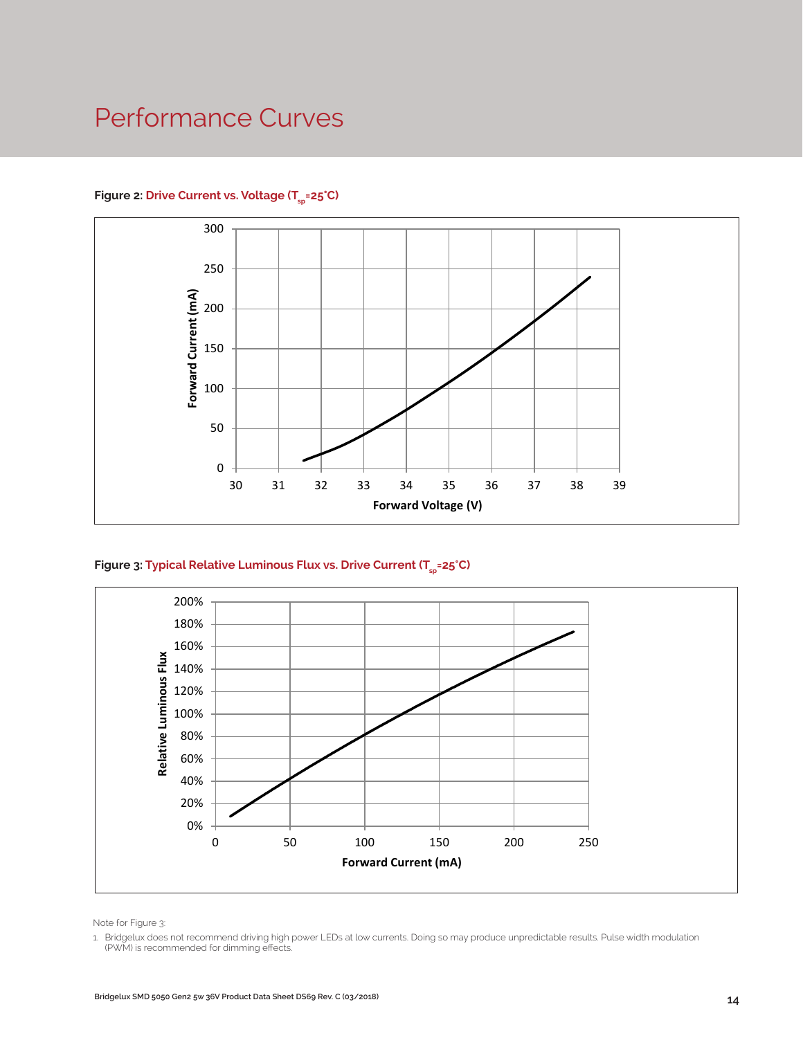# Performance Curves

**Figure 2:** Drive Current vs. Voltage ($T_{sp}$=25°C)

**Figure 3:** Typical Relative Luminous Flux vs. Drive Current ($T_{sp}$=25°C)

Note for Figure 3:

1. Bridgelux does not recommend driving high power LEDs at low currents. Doing so may produce unpredictable results. Pulse width modulation (PWM) is recommended for dimming effects.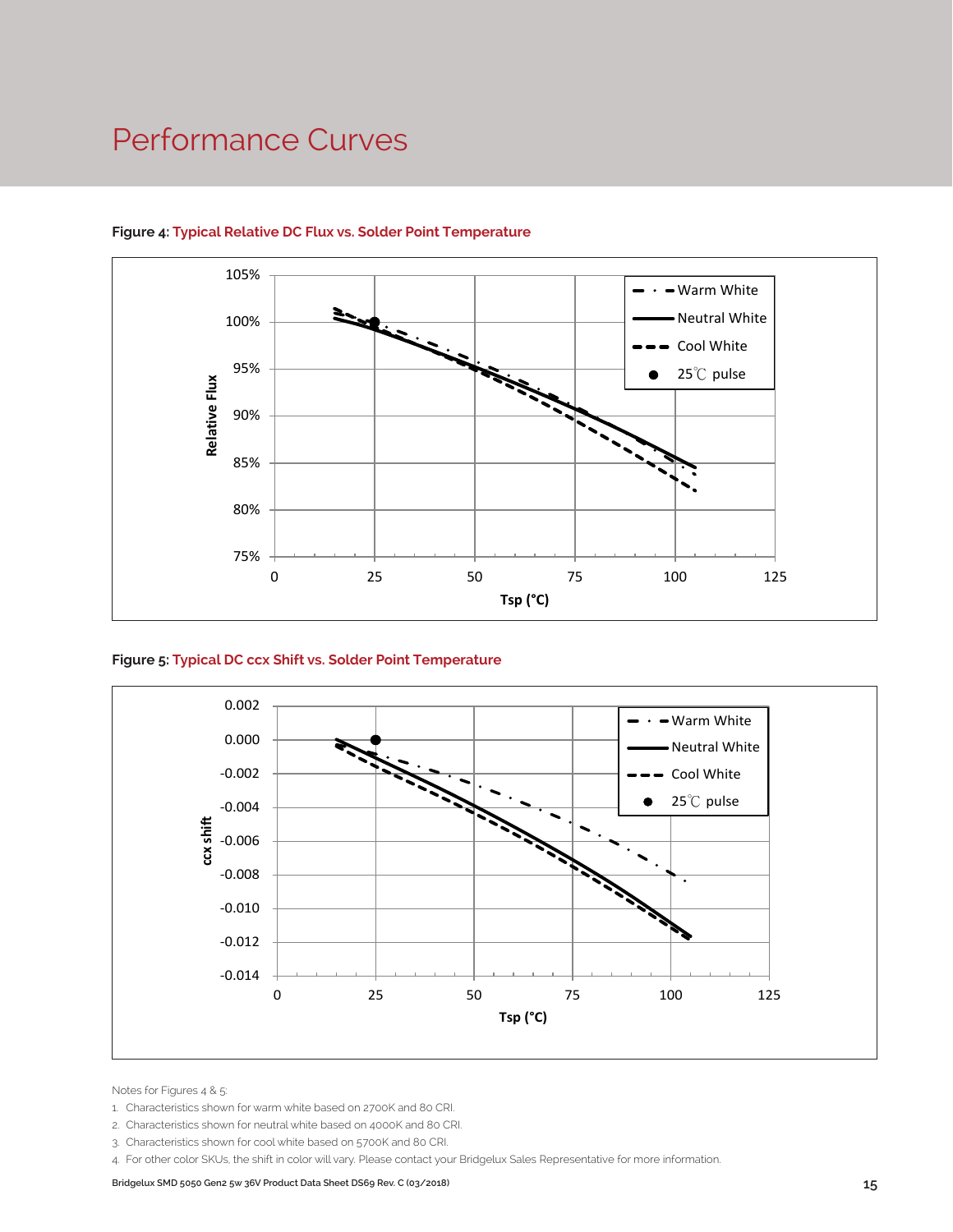# Performance Curves

**Figure 4: Typical Relative DC Flux vs. Solder Point Temperature**

**Figure 5: Typical DC ccx Shift vs. Solder Point Temperature**

Notes for Figures 4 & 5:

1. Characteristics shown for warm white based on 2700K and 80 CRI.
2. Characteristics shown for neutral white based on 4000K and 80 CRI.
3. Characteristics shown for cool white based on 5700K and 80 CRI.
4. For other color SKUs, the shift in color will vary. Please contact your Bridgelux Sales Representative for more information.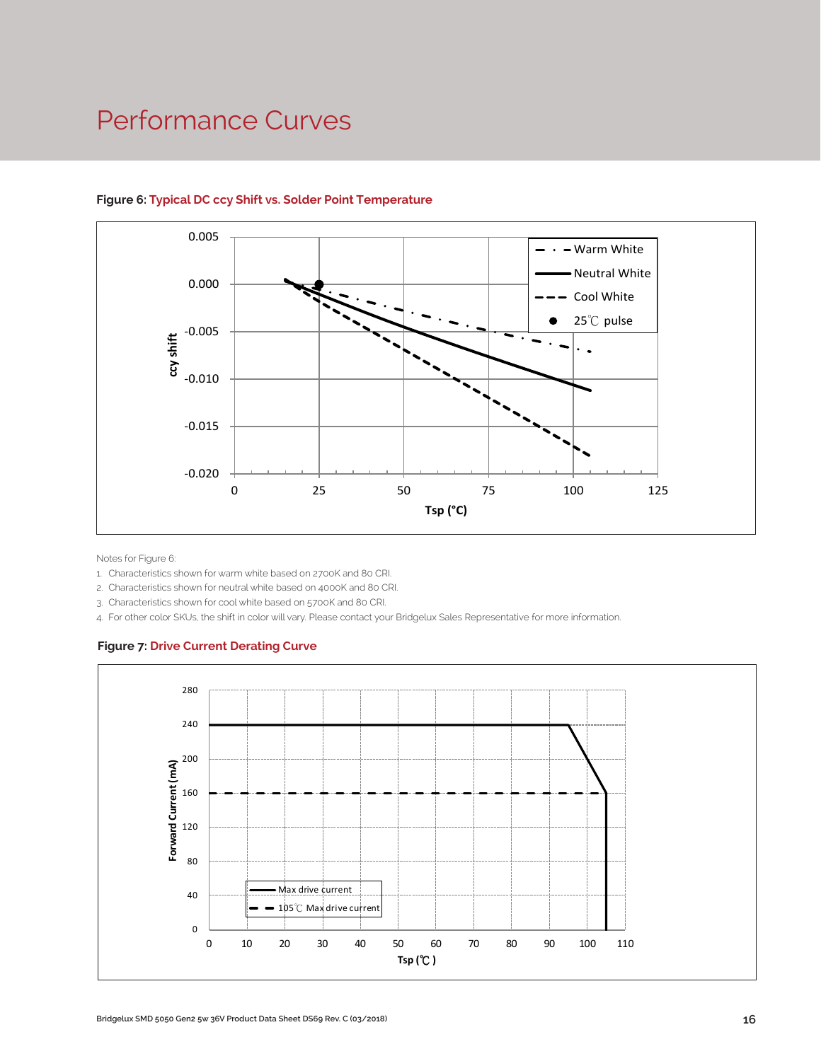# Performance Curves

**Figure 6: Typical DC ccy Shift vs. Solder Point Temperature**

Notes for Figure 6:

1. Characteristics shown for warm white based on 2700K and 80 CRI.
2. Characteristics shown for neutral white based on 4000K and 80 CRI.
3. Characteristics shown for cool white based on 5700K and 80 CRI.
4. For other color SKUs, the shift in color will vary. Please contact your Bridgelux Sales Representative for more information.

**Figure 7: Drive Current Derating Curve**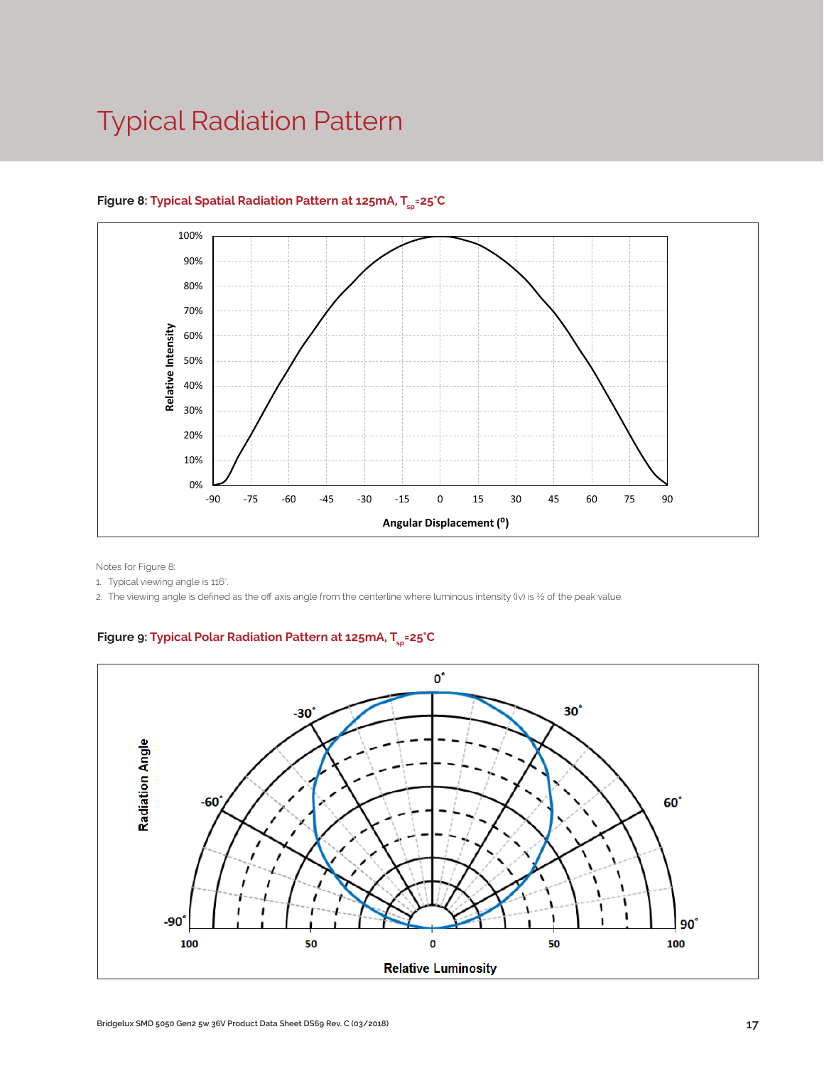# Typical Radiation Pattern

**Figure 8:** **Typical Spatial Radiation Pattern at 125mA, $T_{sp}$=25°C**

Notes for Figure 8:

1. Typical viewing angle is 116°.
2. The viewing angle is defined as the off axis angle from the centerline where luminous intensity (Iv) is ½ of the peak value.

**Figure 9:** **Typical Polar Radiation Pattern at 125mA, $T_{sp}$=25°C**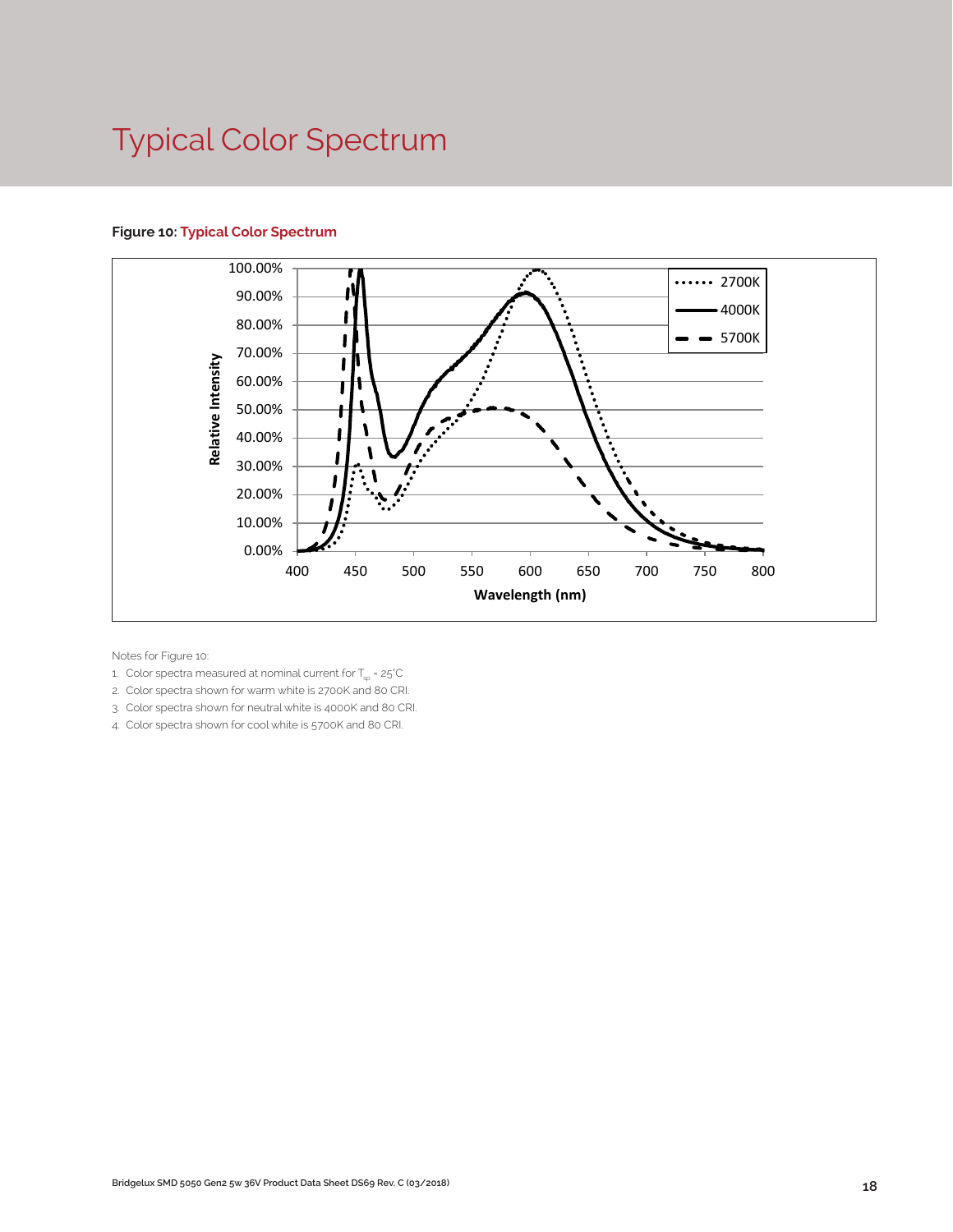# Typical Color Spectrum

**Figure 10: Typical Color Spectrum**

Notes for Figure 10:

1. Color spectra measured at nominal current for $T_{sp}$ = 25°C
2. Color spectra shown for warm white is 2700K and 80 CRI.
3. Color spectra shown for neutral white is 4000K and 80 CRI.
4. Color spectra shown for cool white is 5700K and 80 CRI.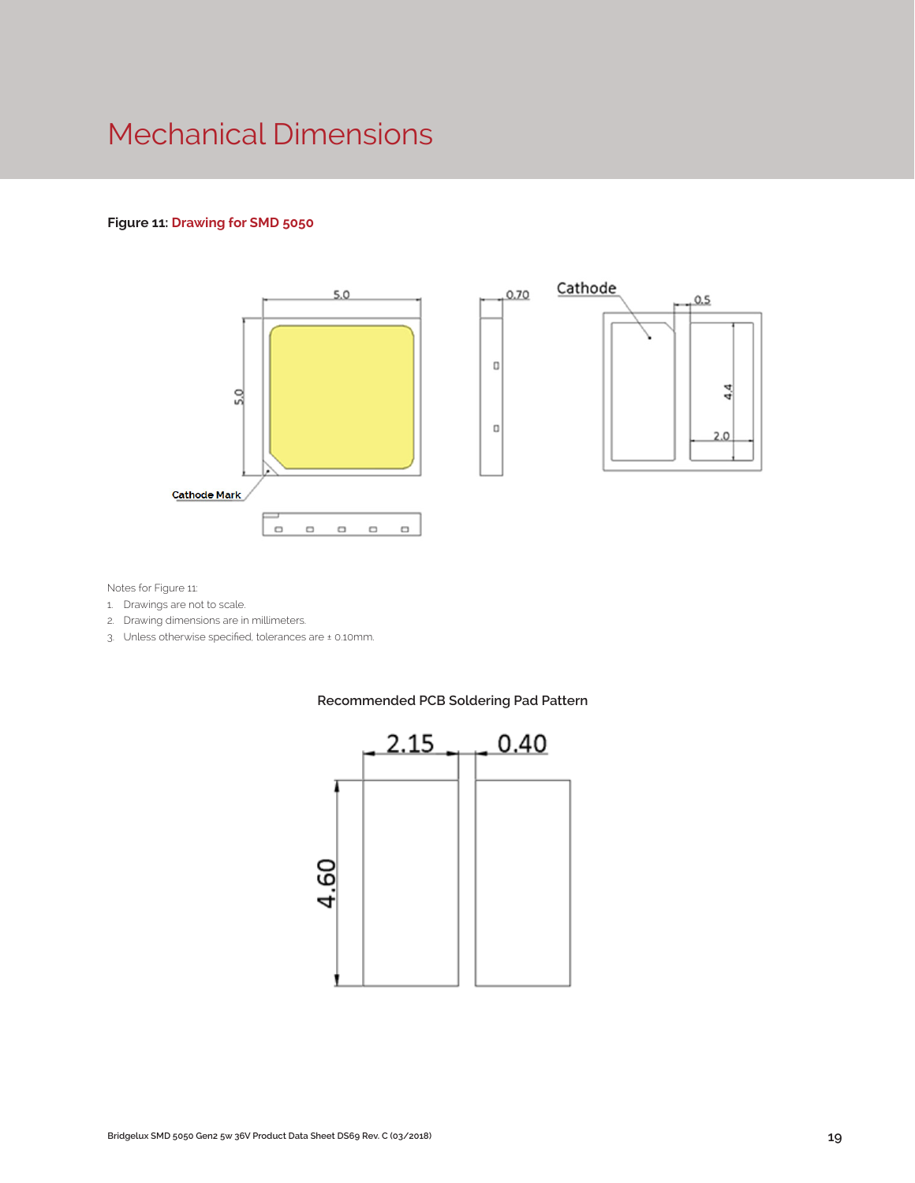# Mechanical Dimensions

**Figure 11:** Drawing for SMD 5050

Notes for Figure 11:

1. Drawings are not to scale.
2. Drawing dimensions are in millimeters.
3. Unless otherwise specified, tolerances are ± 0.10mm.

Recommended PCB Soldering Pad Pattern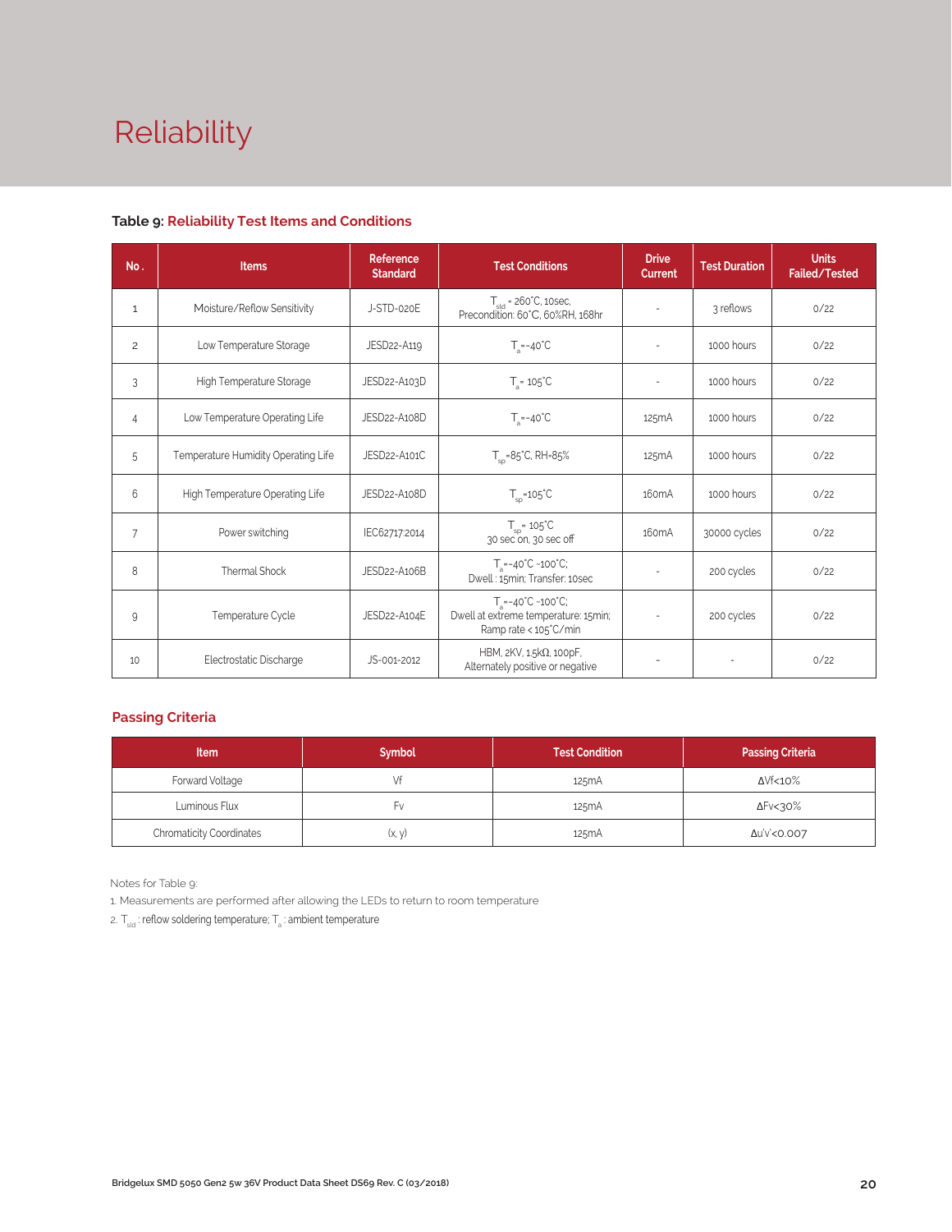# Reliability

### Table 9: Reliability Test Items and Conditions

| No. | Items | Reference Standard | Test Conditions | Drive Current | Test Duration | Units Failed/Tested |
|---|---|---|---|---|---|---|
| 1 | Moisture/Reflow Sensitivity | J-STD-020E | $T_{sld}$ = 260°C, 10sec, Precondition: 60°C, 60%RH, 168hr | - | 3 reflows | 0/22 |
| 2 | Low Temperature Storage | JESD22-A119 | $T_a$=-40°C | - | 1000 hours | 0/22 |
| 3 | High Temperature Storage | JESD22-A103D | $T_a$= 105°C | - | 1000 hours | 0/22 |
| 4 | Low Temperature Operating Life | JESD22-A108D | $T_a$=-40°C | 125mA | 1000 hours | 0/22 |
| 5 | Temperature Humidity Operating Life | JESD22-A101C | $T_{sp}$=85°C, RH=85% | 125mA | 1000 hours | 0/22 |
| 6 | High Temperature Operating Life | JESD22-A108D | $T_{sp}$=105°C | 160mA | 1000 hours | 0/22 |
| 7 | Power switching | IEC62717:2014 | $T_{sp}$= 105°C 30 sec on, 30 sec off | 160mA | 30000 cycles | 0/22 |
| 8 | Thermal Shock | JESD22-A106B | $T_a$=-40°C ~100°C; Dwell : 15min; Transfer: 10sec | - | 200 cycles | 0/22 |
| 9 | Temperature Cycle | JESD22-A104E | $T_a$=-40°C ~100°C; Dwell at extreme temperature: 15min; Ramp rate < 105°C/min | - | 200 cycles | 0/22 |
| 10 | Electrostatic Discharge | JS-001-2012 | HBM, 2KV, 1.5kΩ, 100pF, Alternately positive or negative | - | - | 0/22 |

### Passing Criteria

| Item | Symbol | Test Condition | Passing Criteria |
|---|---|---|---|
| Forward Voltage | Vf | 125mA | ΔVf<10% |
| Luminous Flux | Fv | 125mA | ΔFv<30% |
| Chromaticity Coordinates | (x, y) | 125mA | Δu'v'<0.007 |

Notes for Table 9:

1. Measurements are performed after allowing the LEDs to return to room temperature
2. $T_{sld}$ : reflow soldering temperature; $T_a$ : ambient temperature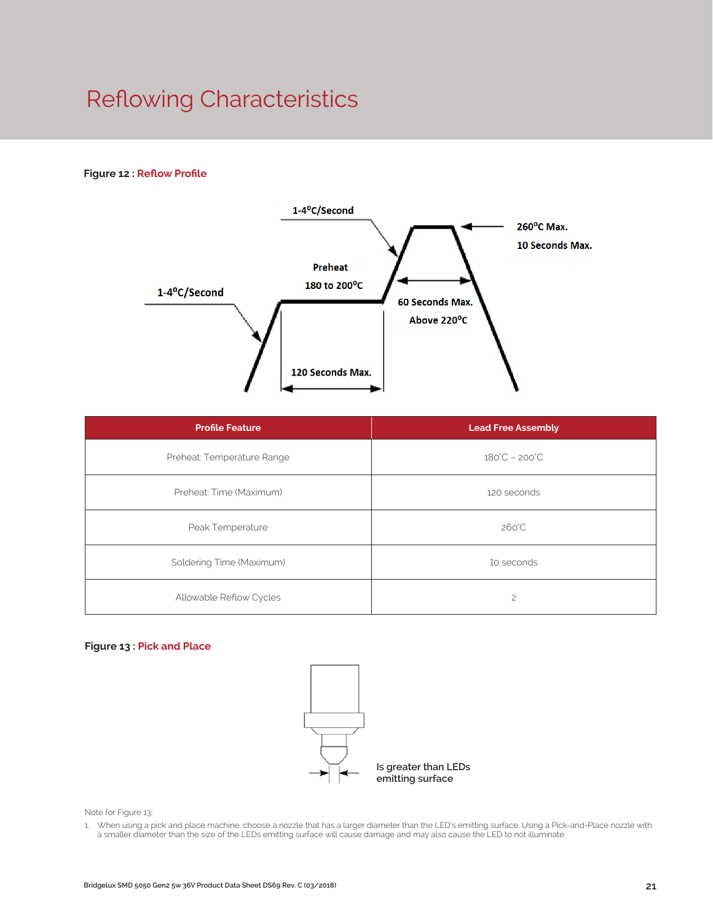# Reflowing Characteristics

**Figure 12 : Reflow Profile**

1-4°C/Second

Preheat

180 to 200°C

1-4°C/Second

260°C Max.

10 Seconds Max.

60 Seconds Max.

Above 220°C

120 Seconds Max.

| Profile Feature | Lead Free Assembly |
|---|---|
| Preheat: Temperature Range | 180°C – 200°C |
| Preheat: Time (Maximum) | 120 seconds |
| Peak Temperature | 260°C |
| Soldering Time (Maximum) | 10 seconds |
| Allowable Reflow Cycles | 2 |

**Figure 13 : Pick and Place**

Is greater than LEDs emitting surface

Note for Figure 13:

1. When using a pick and place machine, choose a nozzle that has a larger diameter than the LED's emitting surface. Using a Pick-and-Place nozzle with a smaller diameter than the size of the LEDs emitting surface will cause damage and may also cause the LED to not illuminate.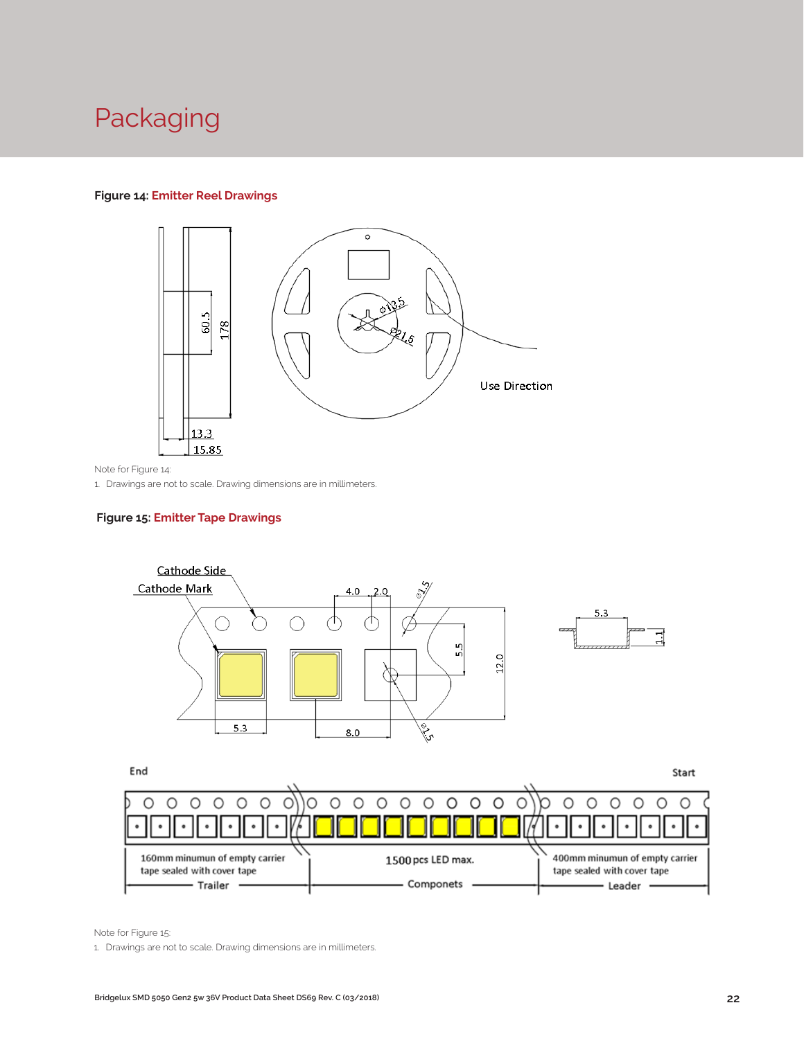# Packaging

**Figure 14:** Emitter Reel Drawings

Note for Figure 14:

1. Drawings are not to scale. Drawing dimensions are in millimeters.

**Figure 15:** Emitter Tape Drawings

Note for Figure 15:

1. Drawings are not to scale. Drawing dimensions are in millimeters.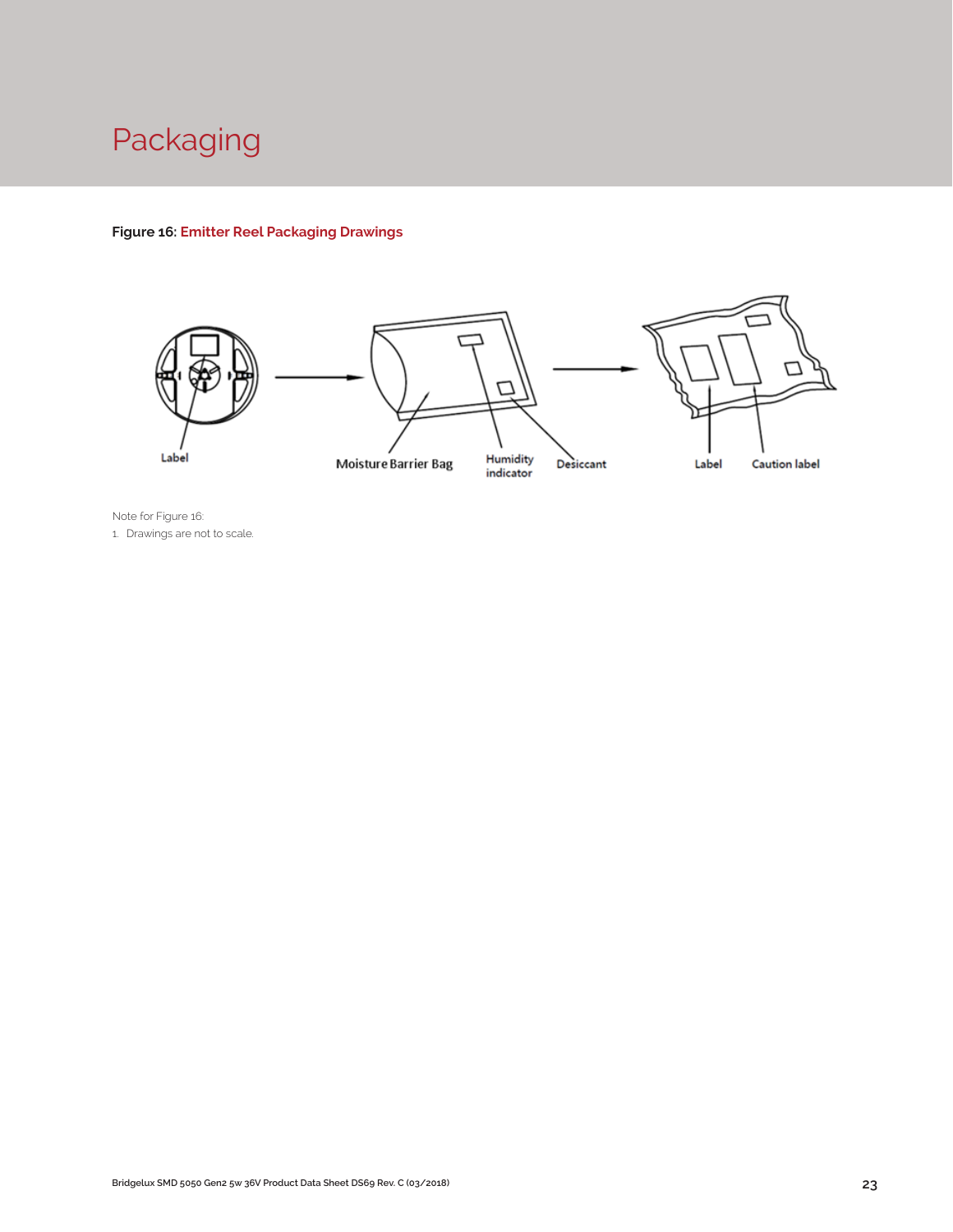# Packaging

**Figure 16: Emitter Reel Packaging Drawings**

Label

Moisture Barrier Bag

Humidity indicator

Desiccant

Label

Caution label

Note for Figure 16:

1. Drawings are not to scale.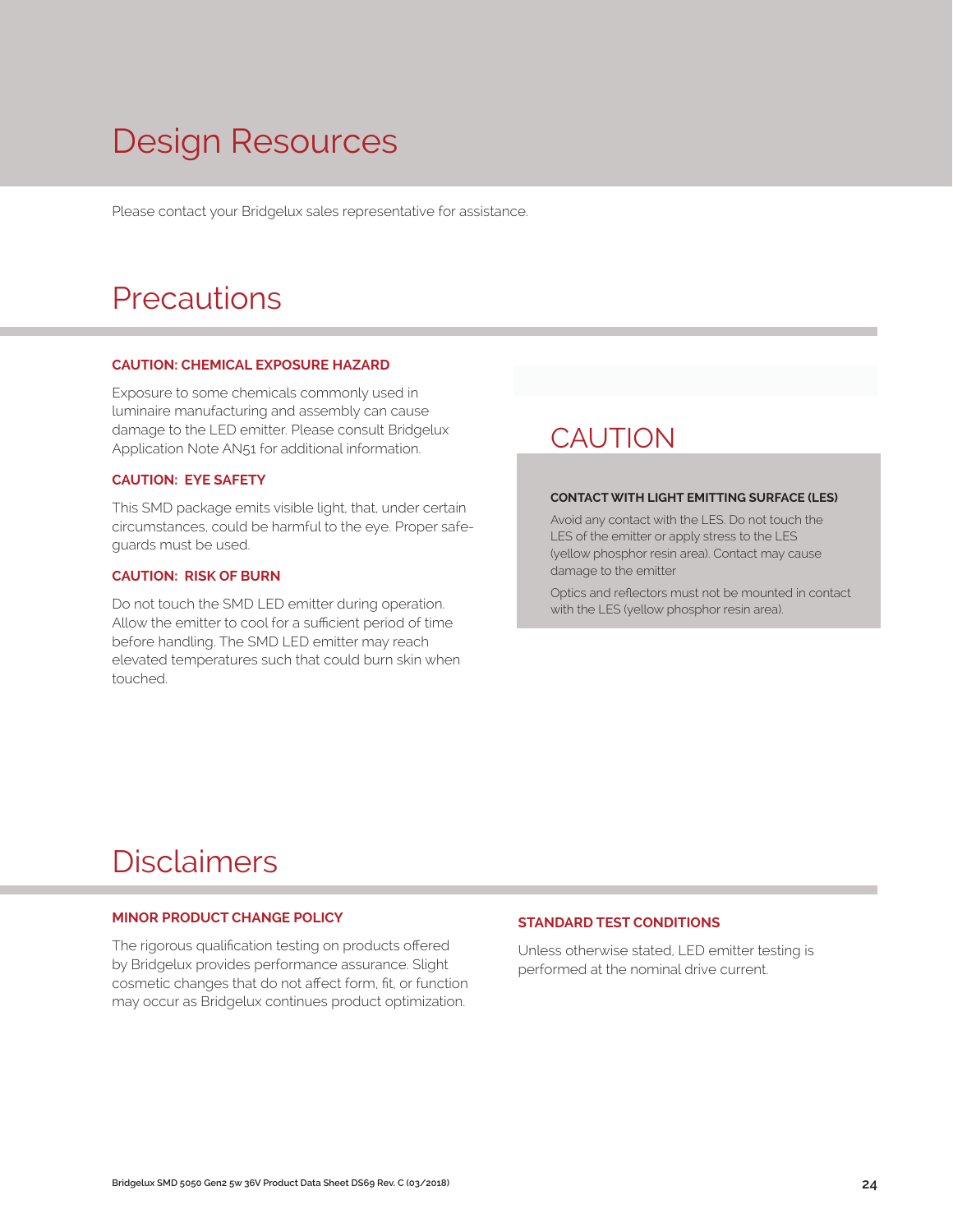# Design Resources

Please contact your Bridgelux sales representative for assistance.

# Precautions

**CAUTION: CHEMICAL EXPOSURE HAZARD**

Exposure to some chemicals commonly used in luminaire manufacturing and assembly can cause damage to the LED emitter. Please consult Bridgelux Application Note AN51 for additional information.

**CAUTION: EYE SAFETY**

This SMD package emits visible light, that, under certain circumstances, could be harmful to the eye. Proper safe-guards must be used.

**CAUTION: RISK OF BURN**

Do not touch the SMD LED emitter during operation. Allow the emitter to cool for a sufficient period of time before handling. The SMD LED emitter may reach elevated temperatures such that could burn skin when touched.

## CAUTION

**CONTACT WITH LIGHT EMITTING SURFACE (LES)**

Avoid any contact with the LES. Do not touch the LES of the emitter or apply stress to the LES (yellow phosphor resin area). Contact may cause damage to the emitter

Optics and reflectors must not be mounted in contact with the LES (yellow phosphor resin area).

# Disclaimers

**MINOR PRODUCT CHANGE POLICY**

The rigorous qualification testing on products offered by Bridgelux provides performance assurance. Slight cosmetic changes that do not affect form, fit, or function may occur as Bridgelux continues product optimization.

**STANDARD TEST CONDITIONS**

Unless otherwise stated, LED emitter testing is performed at the nominal drive current.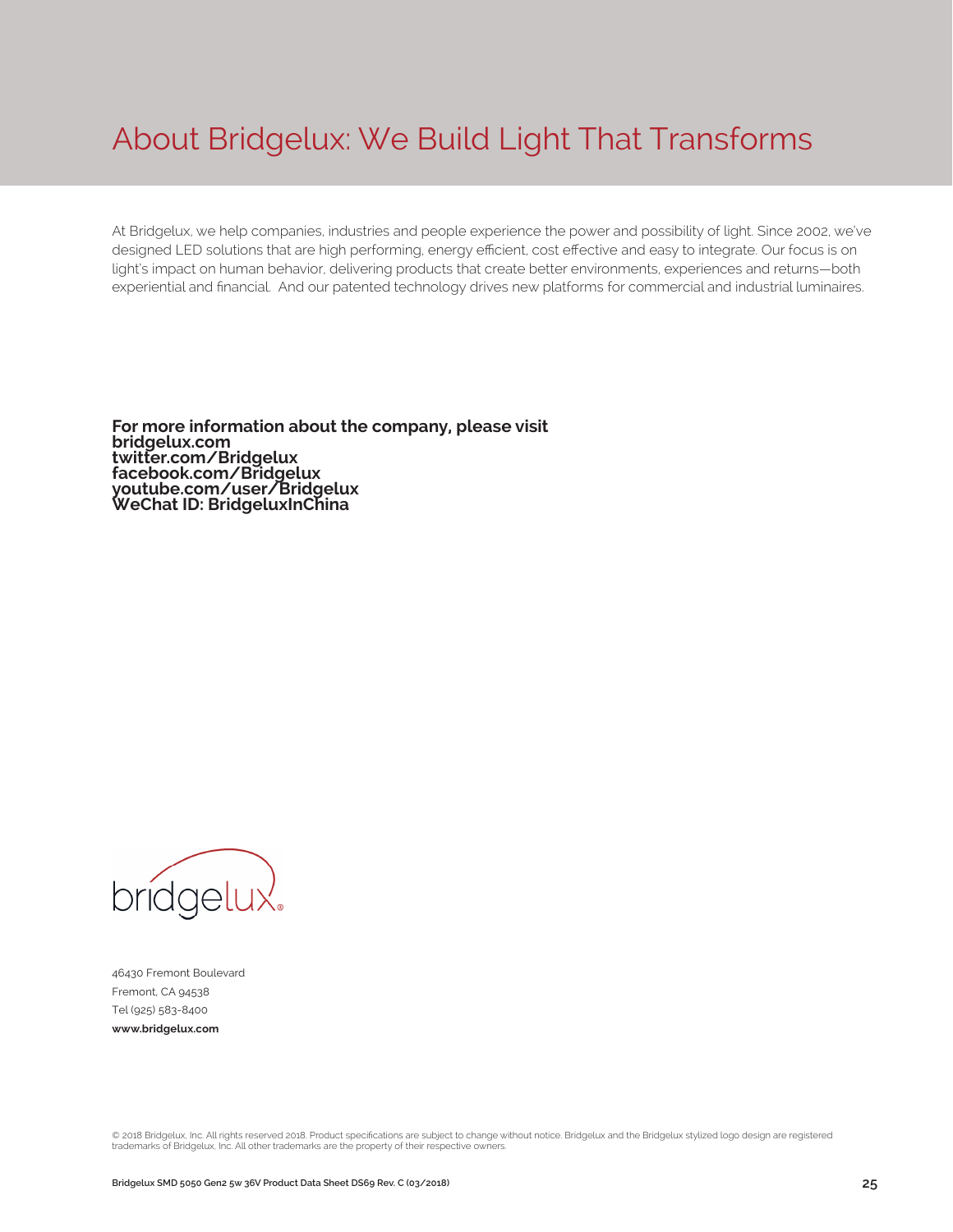# About Bridgelux: We Build Light That Transforms

At Bridgelux, we help companies, industries and people experience the power and possibility of light. Since 2002, we've designed LED solutions that are high performing, energy efficient, cost effective and easy to integrate. Our focus is on light's impact on human behavior, delivering products that create better environments, experiences and returns—both experiential and financial. And our patented technology drives new platforms for commercial and industrial luminaires.

**For more information about the company, please visit**
**bridgelux.com**
**twitter.com/Bridgelux**
**facebook.com/Bridgelux**
**youtube.com/user/Bridgelux**
**WeChat ID: BridgeluxInChina**

bridgelux®

46430 Fremont Boulevard
Fremont, CA 94538
Tel (925) 583-8400
**www.bridgelux.com**

© 2018 Bridgelux, Inc. All rights reserved 2018. Product specifications are subject to change without notice. Bridgelux and the Bridgelux stylized logo design are registered trademarks of Bridgelux, Inc. All other trademarks are the property of their respective owners.